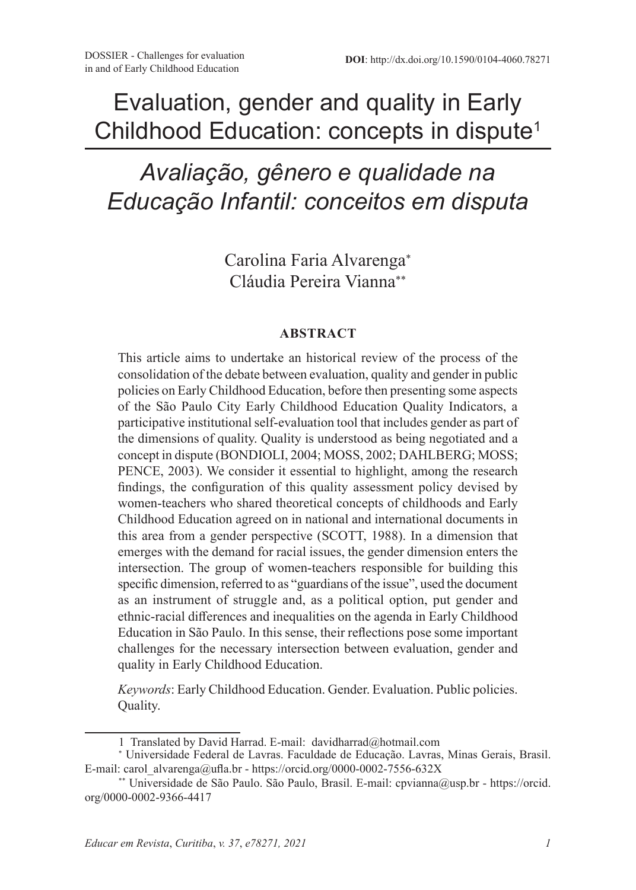DOSSIER - Challenges for evaluation in and of Early Childhood Education

**DOI**: http://dx.doi.org/10.1590/0104-4060.78271

# Evaluation, gender and quality in Early Childhood Education: concepts in dispute[1]

# *Avaliação, gênero e qualidade na Educação Infantil: conceitos em disputa*

Carolina Faria Alvarenga[*]
Cláudia Pereira Vianna[**]

### ABSTRACT

This article aims to undertake an historical review of the process of the consolidation of the debate between evaluation, quality and gender in public policies on Early Childhood Education, before then presenting some aspects of the São Paulo City Early Childhood Education Quality Indicators, a participative institutional self-evaluation tool that includes gender as part of the dimensions of quality. Quality is understood as being negotiated and a concept in dispute (BONDIOLI, 2004; MOSS, 2002; DAHLBERG; MOSS; PENCE, 2003). We consider it essential to highlight, among the research findings, the configuration of this quality assessment policy devised by women-teachers who shared theoretical concepts of childhoods and Early Childhood Education agreed on in national and international documents in this area from a gender perspective (SCOTT, 1988). In a dimension that emerges with the demand for racial issues, the gender dimension enters the intersection. The group of women-teachers responsible for building this specific dimension, referred to as "guardians of the issue", used the document as an instrument of struggle and, as a political option, put gender and ethnic-racial differences and inequalities on the agenda in Early Childhood Education in São Paulo. In this sense, their reflections pose some important challenges for the necessary intersection between evaluation, gender and quality in Early Childhood Education.

*Keywords*: Early Childhood Education. Gender. Evaluation. Public policies. Quality.

---

1 Translated by David Harrad. E-mail: davidharrad@hotmail.com

[*] Universidade Federal de Lavras. Faculdade de Educação. Lavras, Minas Gerais, Brasil. E-mail: carol_alvarenga@ufla.br - https://orcid.org/0000-0002-7556-632X

[**] Universidade de São Paulo. São Paulo, Brasil. E-mail: cpvianna@usp.br - https://orcid.org/0000-0002-9366-4417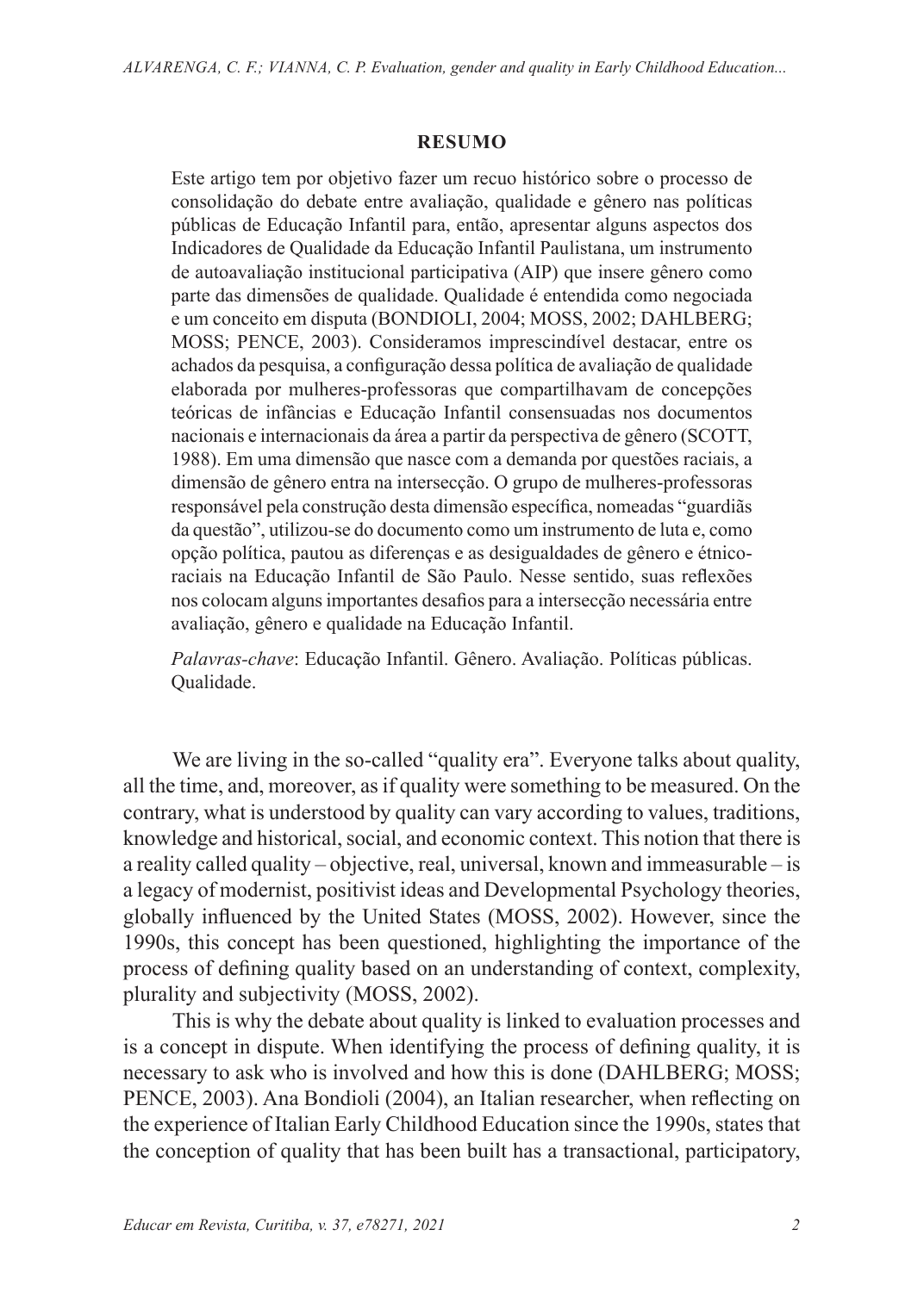## RESUMO

Este artigo tem por objetivo fazer um recuo histórico sobre o processo de consolidação do debate entre avaliação, qualidade e gênero nas políticas públicas de Educação Infantil para, então, apresentar alguns aspectos dos Indicadores de Qualidade da Educação Infantil Paulistana, um instrumento de autoavaliação institucional participativa (AIP) que insere gênero como parte das dimensões de qualidade. Qualidade é entendida como negociada e um conceito em disputa (BONDIOLI, 2004; MOSS, 2002; DAHLBERG; MOSS; PENCE, 2003). Consideramos imprescindível destacar, entre os achados da pesquisa, a configuração dessa política de avaliação de qualidade elaborada por mulheres-professoras que compartilhavam de concepções teóricas de infâncias e Educação Infantil consensuadas nos documentos nacionais e internacionais da área a partir da perspectiva de gênero (SCOTT, 1988). Em uma dimensão que nasce com a demanda por questões raciais, a dimensão de gênero entra na intersecção. O grupo de mulheres-professoras responsável pela construção desta dimensão específica, nomeadas "guardiãs da questão", utilizou-se do documento como um instrumento de luta e, como opção política, pautou as diferenças e as desigualdades de gênero e étnico-raciais na Educação Infantil de São Paulo. Nesse sentido, suas reflexões nos colocam alguns importantes desafios para a intersecção necessária entre avaliação, gênero e qualidade na Educação Infantil.

*Palavras-chave*: Educação Infantil. Gênero. Avaliação. Políticas públicas. Qualidade.

We are living in the so-called "quality era". Everyone talks about quality, all the time, and, moreover, as if quality were something to be measured. On the contrary, what is understood by quality can vary according to values, traditions, knowledge and historical, social, and economic context. This notion that there is a reality called quality – objective, real, universal, known and immeasurable – is a legacy of modernist, positivist ideas and Developmental Psychology theories, globally influenced by the United States (MOSS, 2002). However, since the 1990s, this concept has been questioned, highlighting the importance of the process of defining quality based on an understanding of context, complexity, plurality and subjectivity (MOSS, 2002).

This is why the debate about quality is linked to evaluation processes and is a concept in dispute. When identifying the process of defining quality, it is necessary to ask who is involved and how this is done (DAHLBERG; MOSS; PENCE, 2003). Ana Bondioli (2004), an Italian researcher, when reflecting on the experience of Italian Early Childhood Education since the 1990s, states that the conception of quality that has been built has a transactional, participatory,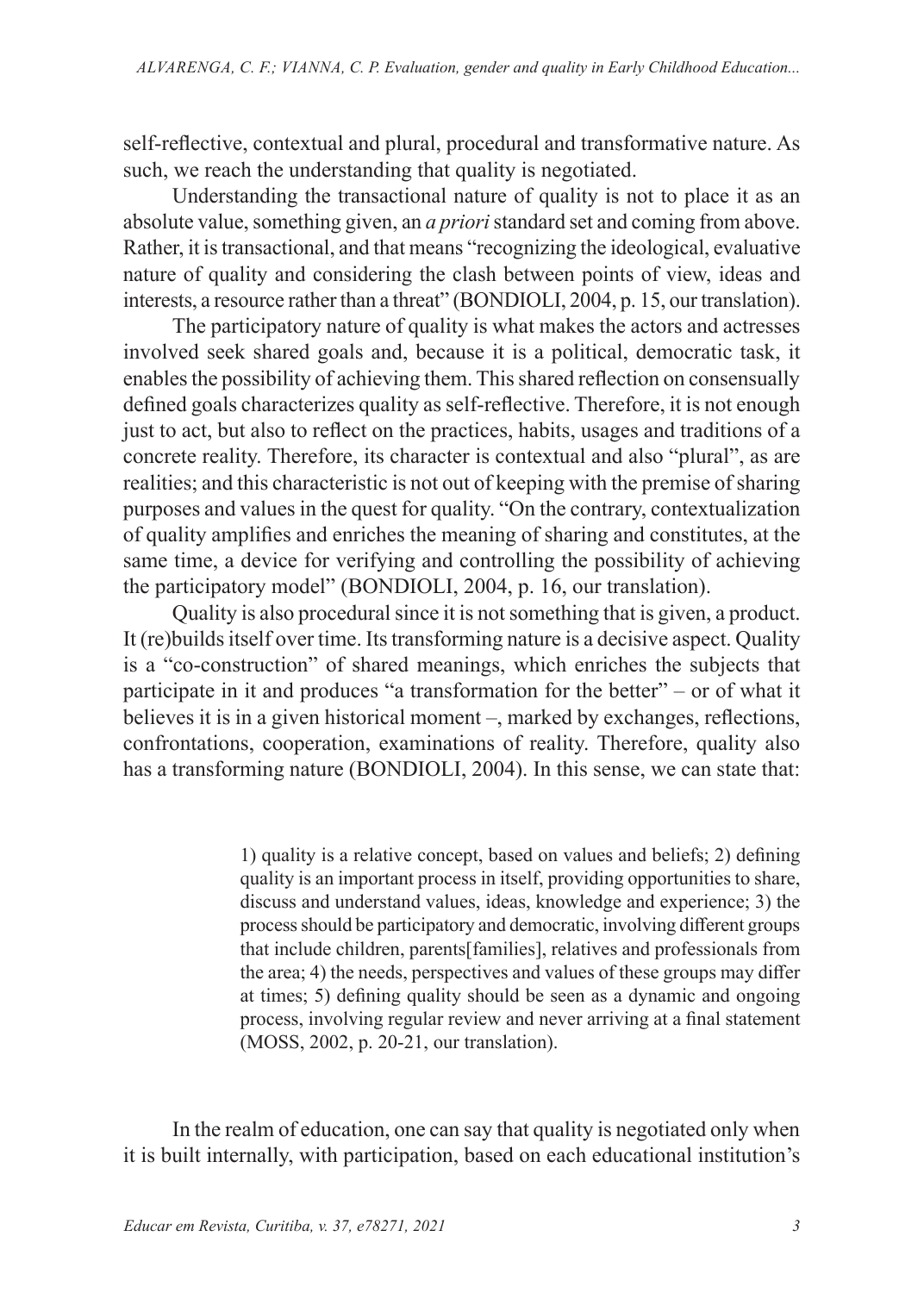self-reflective, contextual and plural, procedural and transformative nature. As such, we reach the understanding that quality is negotiated.

Understanding the transactional nature of quality is not to place it as an absolute value, something given, an *a priori* standard set and coming from above. Rather, it is transactional, and that means "recognizing the ideological, evaluative nature of quality and considering the clash between points of view, ideas and interests, a resource rather than a threat" (BONDIOLI, 2004, p. 15, our translation).

The participatory nature of quality is what makes the actors and actresses involved seek shared goals and, because it is a political, democratic task, it enables the possibility of achieving them. This shared reflection on consensually defined goals characterizes quality as self-reflective. Therefore, it is not enough just to act, but also to reflect on the practices, habits, usages and traditions of a concrete reality. Therefore, its character is contextual and also "plural", as are realities; and this characteristic is not out of keeping with the premise of sharing purposes and values in the quest for quality. "On the contrary, contextualization of quality amplifies and enriches the meaning of sharing and constitutes, at the same time, a device for verifying and controlling the possibility of achieving the participatory model" (BONDIOLI, 2004, p. 16, our translation).

Quality is also procedural since it is not something that is given, a product. It (re)builds itself over time. Its transforming nature is a decisive aspect. Quality is a "co-construction" of shared meanings, which enriches the subjects that participate in it and produces "a transformation for the better" – or of what it believes it is in a given historical moment –, marked by exchanges, reflections, confrontations, cooperation, examinations of reality. Therefore, quality also has a transforming nature (BONDIOLI, 2004). In this sense, we can state that:

> 1) quality is a relative concept, based on values and beliefs; 2) defining quality is an important process in itself, providing opportunities to share, discuss and understand values, ideas, knowledge and experience; 3) the process should be participatory and democratic, involving different groups that include children, parents[families], relatives and professionals from the area; 4) the needs, perspectives and values of these groups may differ at times; 5) defining quality should be seen as a dynamic and ongoing process, involving regular review and never arriving at a final statement (MOSS, 2002, p. 20-21, our translation).

In the realm of education, one can say that quality is negotiated only when it is built internally, with participation, based on each educational institution's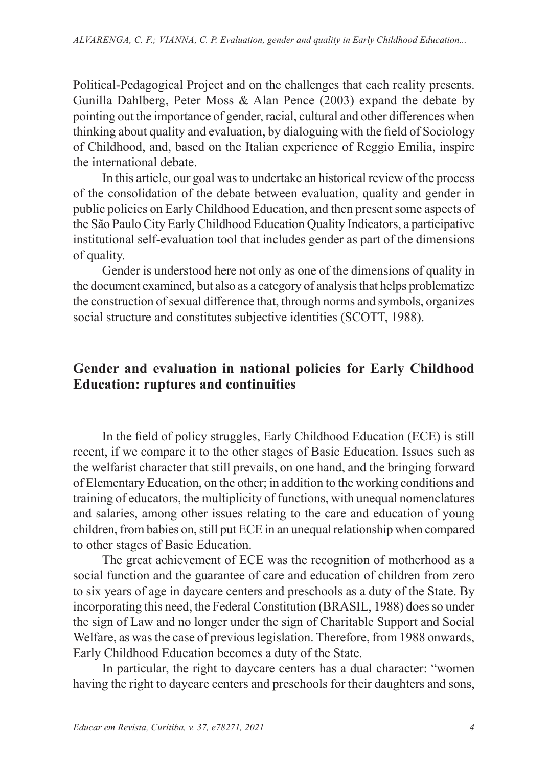Political-Pedagogical Project and on the challenges that each reality presents. Gunilla Dahlberg, Peter Moss & Alan Pence (2003) expand the debate by pointing out the importance of gender, racial, cultural and other differences when thinking about quality and evaluation, by dialoguing with the field of Sociology of Childhood, and, based on the Italian experience of Reggio Emilia, inspire the international debate.

In this article, our goal was to undertake an historical review of the process of the consolidation of the debate between evaluation, quality and gender in public policies on Early Childhood Education, and then present some aspects of the São Paulo City Early Childhood Education Quality Indicators, a participative institutional self-evaluation tool that includes gender as part of the dimensions of quality.

Gender is understood here not only as one of the dimensions of quality in the document examined, but also as a category of analysis that helps problematize the construction of sexual difference that, through norms and symbols, organizes social structure and constitutes subjective identities (SCOTT, 1988).

## Gender and evaluation in national policies for Early Childhood Education: ruptures and continuities

In the field of policy struggles, Early Childhood Education (ECE) is still recent, if we compare it to the other stages of Basic Education. Issues such as the welfarist character that still prevails, on one hand, and the bringing forward of Elementary Education, on the other; in addition to the working conditions and training of educators, the multiplicity of functions, with unequal nomenclatures and salaries, among other issues relating to the care and education of young children, from babies on, still put ECE in an unequal relationship when compared to other stages of Basic Education.

The great achievement of ECE was the recognition of motherhood as a social function and the guarantee of care and education of children from zero to six years of age in daycare centers and preschools as a duty of the State. By incorporating this need, the Federal Constitution (BRASIL, 1988) does so under the sign of Law and no longer under the sign of Charitable Support and Social Welfare, as was the case of previous legislation. Therefore, from 1988 onwards, Early Childhood Education becomes a duty of the State.

In particular, the right to daycare centers has a dual character: "women having the right to daycare centers and preschools for their daughters and sons,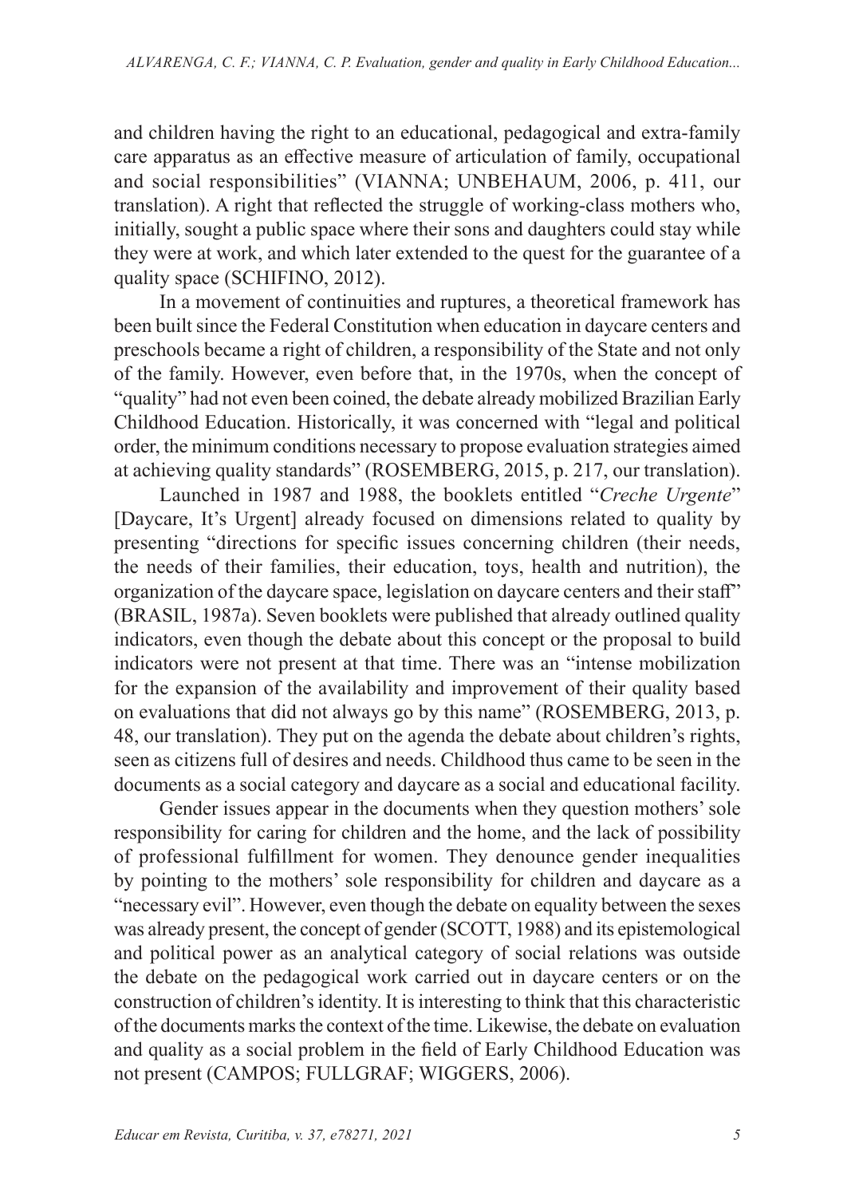and children having the right to an educational, pedagogical and extra-family care apparatus as an effective measure of articulation of family, occupational and social responsibilities" (VIANNA; UNBEHAUM, 2006, p. 411, our translation). A right that reflected the struggle of working-class mothers who, initially, sought a public space where their sons and daughters could stay while they were at work, and which later extended to the quest for the guarantee of a quality space (SCHIFINO, 2012).

In a movement of continuities and ruptures, a theoretical framework has been built since the Federal Constitution when education in daycare centers and preschools became a right of children, a responsibility of the State and not only of the family. However, even before that, in the 1970s, when the concept of "quality" had not even been coined, the debate already mobilized Brazilian Early Childhood Education. Historically, it was concerned with "legal and political order, the minimum conditions necessary to propose evaluation strategies aimed at achieving quality standards" (ROSEMBERG, 2015, p. 217, our translation).

Launched in 1987 and 1988, the booklets entitled "*Creche Urgente*" [Daycare, It's Urgent] already focused on dimensions related to quality by presenting "directions for specific issues concerning children (their needs, the needs of their families, their education, toys, health and nutrition), the organization of the daycare space, legislation on daycare centers and their staff" (BRASIL, 1987a). Seven booklets were published that already outlined quality indicators, even though the debate about this concept or the proposal to build indicators were not present at that time. There was an "intense mobilization for the expansion of the availability and improvement of their quality based on evaluations that did not always go by this name" (ROSEMBERG, 2013, p. 48, our translation). They put on the agenda the debate about children's rights, seen as citizens full of desires and needs. Childhood thus came to be seen in the documents as a social category and daycare as a social and educational facility.

Gender issues appear in the documents when they question mothers' sole responsibility for caring for children and the home, and the lack of possibility of professional fulfillment for women. They denounce gender inequalities by pointing to the mothers' sole responsibility for children and daycare as a "necessary evil". However, even though the debate on equality between the sexes was already present, the concept of gender (SCOTT, 1988) and its epistemological and political power as an analytical category of social relations was outside the debate on the pedagogical work carried out in daycare centers or on the construction of children's identity. It is interesting to think that this characteristic of the documents marks the context of the time. Likewise, the debate on evaluation and quality as a social problem in the field of Early Childhood Education was not present (CAMPOS; FULLGRAF; WIGGERS, 2006).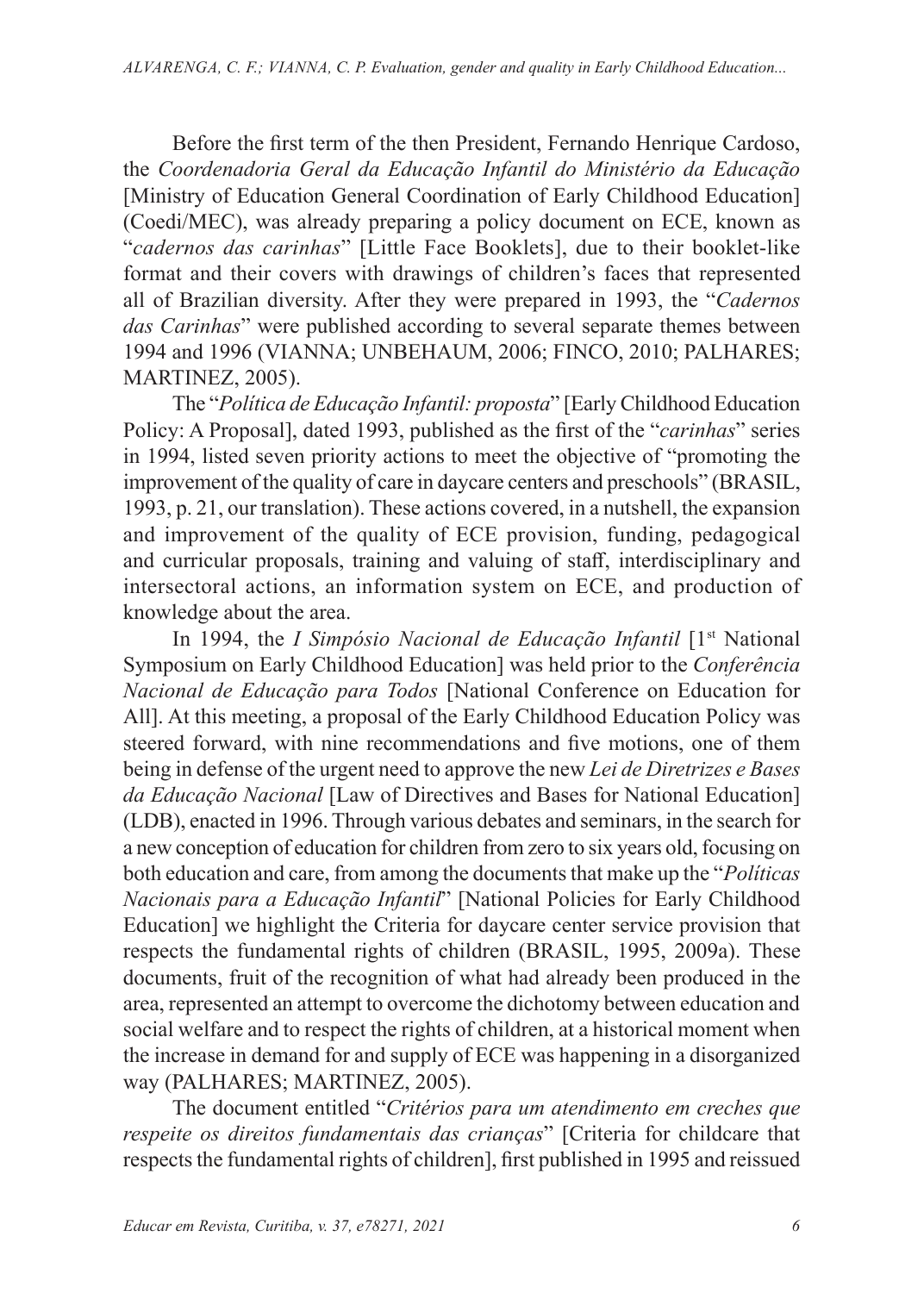Before the first term of the then President, Fernando Henrique Cardoso, the *Coordenadoria Geral da Educação Infantil do Ministério da Educação* [Ministry of Education General Coordination of Early Childhood Education] (Coedi/MEC), was already preparing a policy document on ECE, known as "*cadernos das carinhas*" [Little Face Booklets], due to their booklet-like format and their covers with drawings of children's faces that represented all of Brazilian diversity. After they were prepared in 1993, the "*Cadernos das Carinhas*" were published according to several separate themes between 1994 and 1996 (VIANNA; UNBEHAUM, 2006; FINCO, 2010; PALHARES; MARTINEZ, 2005).

The "*Política de Educação Infantil: proposta*" [Early Childhood Education Policy: A Proposal], dated 1993, published as the first of the "*carinhas*" series in 1994, listed seven priority actions to meet the objective of "promoting the improvement of the quality of care in daycare centers and preschools" (BRASIL, 1993, p. 21, our translation). These actions covered, in a nutshell, the expansion and improvement of the quality of ECE provision, funding, pedagogical and curricular proposals, training and valuing of staff, interdisciplinary and intersectoral actions, an information system on ECE, and production of knowledge about the area.

In 1994, the *I Simpósio Nacional de Educação Infantil* [1st National Symposium on Early Childhood Education] was held prior to the *Conferência Nacional de Educação para Todos* [National Conference on Education for All]. At this meeting, a proposal of the Early Childhood Education Policy was steered forward, with nine recommendations and five motions, one of them being in defense of the urgent need to approve the new *Lei de Diretrizes e Bases da Educação Nacional* [Law of Directives and Bases for National Education] (LDB), enacted in 1996. Through various debates and seminars, in the search for a new conception of education for children from zero to six years old, focusing on both education and care, from among the documents that make up the "*Políticas Nacionais para a Educação Infantil*" [National Policies for Early Childhood Education] we highlight the Criteria for daycare center service provision that respects the fundamental rights of children (BRASIL, 1995, 2009a). These documents, fruit of the recognition of what had already been produced in the area, represented an attempt to overcome the dichotomy between education and social welfare and to respect the rights of children, at a historical moment when the increase in demand for and supply of ECE was happening in a disorganized way (PALHARES; MARTINEZ, 2005).

The document entitled "*Critérios para um atendimento em creches que respeite os direitos fundamentais das crianças*" [Criteria for childcare that respects the fundamental rights of children], first published in 1995 and reissued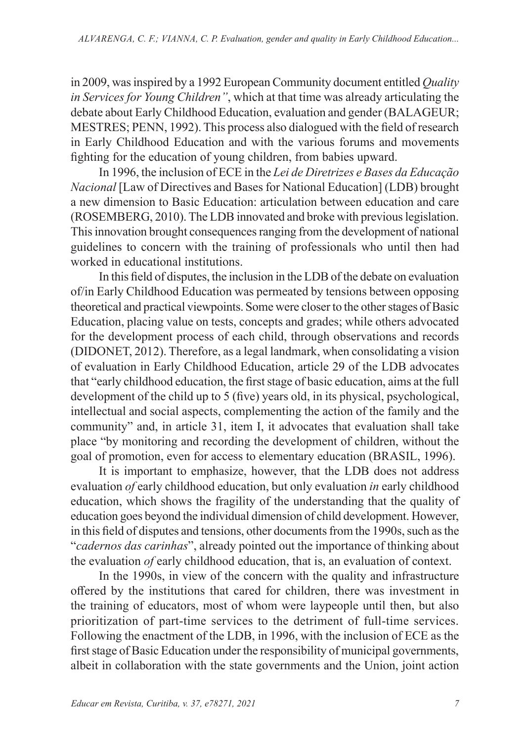in 2009, was inspired by a 1992 European Community document entitled *Quality in Services for Young Children"*, which at that time was already articulating the debate about Early Childhood Education, evaluation and gender (BALAGEUR; MESTRES; PENN, 1992). This process also dialogued with the field of research in Early Childhood Education and with the various forums and movements fighting for the education of young children, from babies upward.

In 1996, the inclusion of ECE in the *Lei de Diretrizes e Bases da Educação Nacional* [Law of Directives and Bases for National Education] (LDB) brought a new dimension to Basic Education: articulation between education and care (ROSEMBERG, 2010). The LDB innovated and broke with previous legislation. This innovation brought consequences ranging from the development of national guidelines to concern with the training of professionals who until then had worked in educational institutions.

In this field of disputes, the inclusion in the LDB of the debate on evaluation of/in Early Childhood Education was permeated by tensions between opposing theoretical and practical viewpoints. Some were closer to the other stages of Basic Education, placing value on tests, concepts and grades; while others advocated for the development process of each child, through observations and records (DIDONET, 2012). Therefore, as a legal landmark, when consolidating a vision of evaluation in Early Childhood Education, article 29 of the LDB advocates that "early childhood education, the first stage of basic education, aims at the full development of the child up to 5 (five) years old, in its physical, psychological, intellectual and social aspects, complementing the action of the family and the community" and, in article 31, item I, it advocates that evaluation shall take place "by monitoring and recording the development of children, without the goal of promotion, even for access to elementary education (BRASIL, 1996).

It is important to emphasize, however, that the LDB does not address evaluation *of* early childhood education, but only evaluation *in* early childhood education, which shows the fragility of the understanding that the quality of education goes beyond the individual dimension of child development. However, in this field of disputes and tensions, other documents from the 1990s, such as the "*cadernos das carinhas*", already pointed out the importance of thinking about the evaluation *of* early childhood education, that is, an evaluation of context.

In the 1990s, in view of the concern with the quality and infrastructure offered by the institutions that cared for children, there was investment in the training of educators, most of whom were laypeople until then, but also prioritization of part-time services to the detriment of full-time services. Following the enactment of the LDB, in 1996, with the inclusion of ECE as the first stage of Basic Education under the responsibility of municipal governments, albeit in collaboration with the state governments and the Union, joint action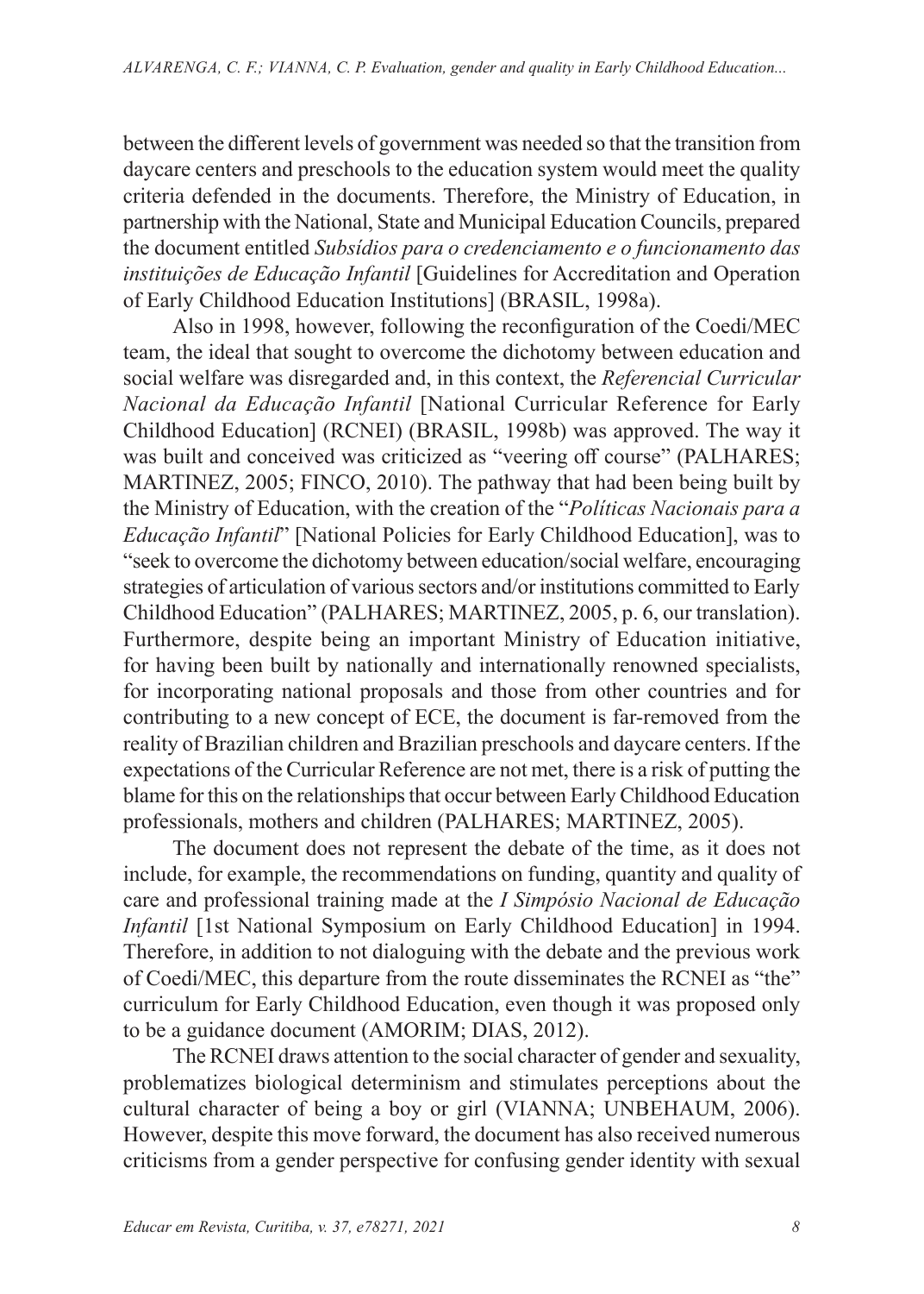between the different levels of government was needed so that the transition from daycare centers and preschools to the education system would meet the quality criteria defended in the documents. Therefore, the Ministry of Education, in partnership with the National, State and Municipal Education Councils, prepared the document entitled *Subsídios para o credenciamento e o funcionamento das instituições de Educação Infantil* [Guidelines for Accreditation and Operation of Early Childhood Education Institutions] (BRASIL, 1998a).

Also in 1998, however, following the reconfiguration of the Coedi/MEC team, the ideal that sought to overcome the dichotomy between education and social welfare was disregarded and, in this context, the *Referencial Curricular Nacional da Educação Infantil* [National Curricular Reference for Early Childhood Education] (RCNEI) (BRASIL, 1998b) was approved. The way it was built and conceived was criticized as "veering off course" (PALHARES; MARTINEZ, 2005; FINCO, 2010). The pathway that had been being built by the Ministry of Education, with the creation of the "*Políticas Nacionais para a Educação Infantil*" [National Policies for Early Childhood Education], was to "seek to overcome the dichotomy between education/social welfare, encouraging strategies of articulation of various sectors and/or institutions committed to Early Childhood Education" (PALHARES; MARTINEZ, 2005, p. 6, our translation). Furthermore, despite being an important Ministry of Education initiative, for having been built by nationally and internationally renowned specialists, for incorporating national proposals and those from other countries and for contributing to a new concept of ECE, the document is far-removed from the reality of Brazilian children and Brazilian preschools and daycare centers. If the expectations of the Curricular Reference are not met, there is a risk of putting the blame for this on the relationships that occur between Early Childhood Education professionals, mothers and children (PALHARES; MARTINEZ, 2005).

The document does not represent the debate of the time, as it does not include, for example, the recommendations on funding, quantity and quality of care and professional training made at the *I Simpósio Nacional de Educação Infantil* [1st National Symposium on Early Childhood Education] in 1994. Therefore, in addition to not dialoguing with the debate and the previous work of Coedi/MEC, this departure from the route disseminates the RCNEI as "the" curriculum for Early Childhood Education, even though it was proposed only to be a guidance document (AMORIM; DIAS, 2012).

The RCNEI draws attention to the social character of gender and sexuality, problematizes biological determinism and stimulates perceptions about the cultural character of being a boy or girl (VIANNA; UNBEHAUM, 2006). However, despite this move forward, the document has also received numerous criticisms from a gender perspective for confusing gender identity with sexual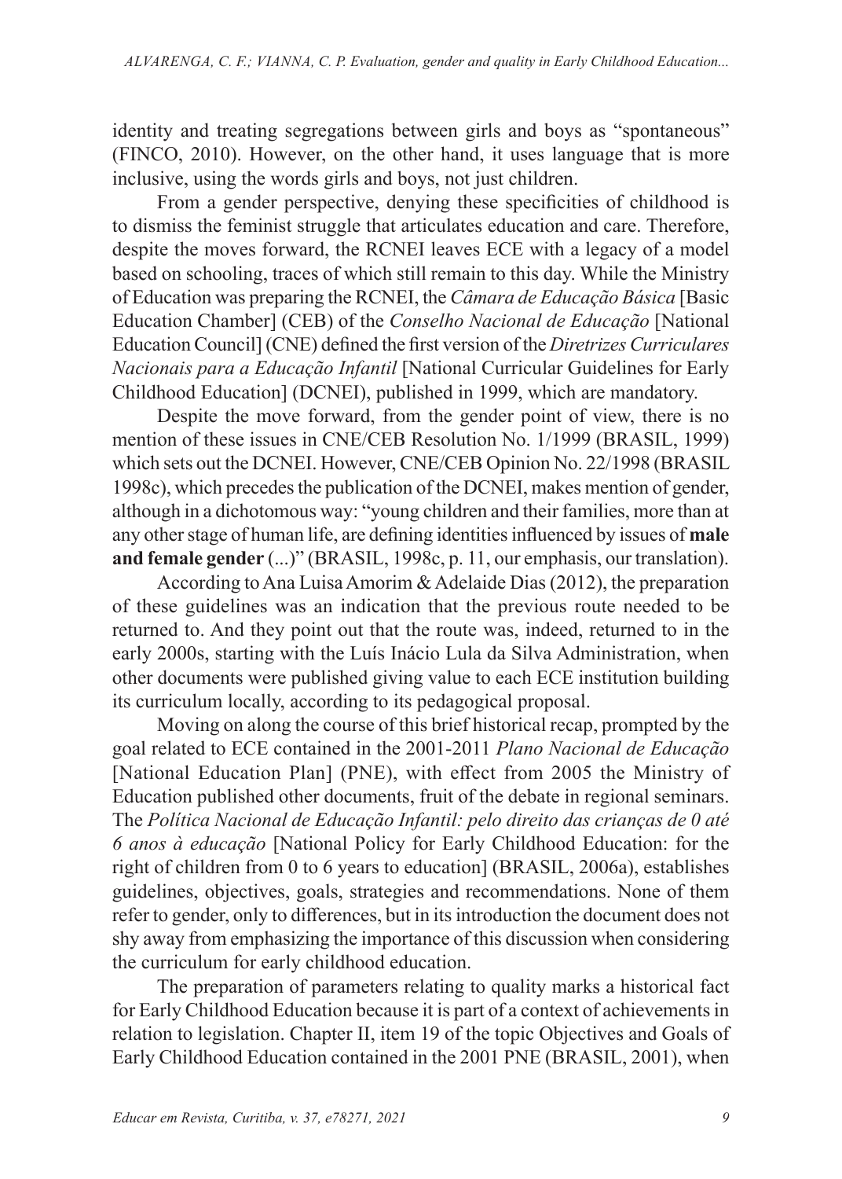identity and treating segregations between girls and boys as "spontaneous" (FINCO, 2010). However, on the other hand, it uses language that is more inclusive, using the words girls and boys, not just children.

From a gender perspective, denying these specificities of childhood is to dismiss the feminist struggle that articulates education and care. Therefore, despite the moves forward, the RCNEI leaves ECE with a legacy of a model based on schooling, traces of which still remain to this day. While the Ministry of Education was preparing the RCNEI, the *Câmara de Educação Básica* [Basic Education Chamber] (CEB) of the *Conselho Nacional de Educação* [National Education Council] (CNE) defined the first version of the *Diretrizes Curriculares Nacionais para a Educação Infantil* [National Curricular Guidelines for Early Childhood Education] (DCNEI), published in 1999, which are mandatory.

Despite the move forward, from the gender point of view, there is no mention of these issues in CNE/CEB Resolution No. 1/1999 (BRASIL, 1999) which sets out the DCNEI. However, CNE/CEB Opinion No. 22/1998 (BRASIL 1998c), which precedes the publication of the DCNEI, makes mention of gender, although in a dichotomous way: "young children and their families, more than at any other stage of human life, are defining identities influenced by issues of **male and female gender** (...)" (BRASIL, 1998c, p. 11, our emphasis, our translation).

According to Ana Luisa Amorim & Adelaide Dias (2012), the preparation of these guidelines was an indication that the previous route needed to be returned to. And they point out that the route was, indeed, returned to in the early 2000s, starting with the Luís Inácio Lula da Silva Administration, when other documents were published giving value to each ECE institution building its curriculum locally, according to its pedagogical proposal.

Moving on along the course of this brief historical recap, prompted by the goal related to ECE contained in the 2001-2011 *Plano Nacional de Educação* [National Education Plan] (PNE), with effect from 2005 the Ministry of Education published other documents, fruit of the debate in regional seminars. The *Política Nacional de Educação Infantil: pelo direito das crianças de 0 até 6 anos à educação* [National Policy for Early Childhood Education: for the right of children from 0 to 6 years to education] (BRASIL, 2006a), establishes guidelines, objectives, goals, strategies and recommendations. None of them refer to gender, only to differences, but in its introduction the document does not shy away from emphasizing the importance of this discussion when considering the curriculum for early childhood education.

The preparation of parameters relating to quality marks a historical fact for Early Childhood Education because it is part of a context of achievements in relation to legislation. Chapter II, item 19 of the topic Objectives and Goals of Early Childhood Education contained in the 2001 PNE (BRASIL, 2001), when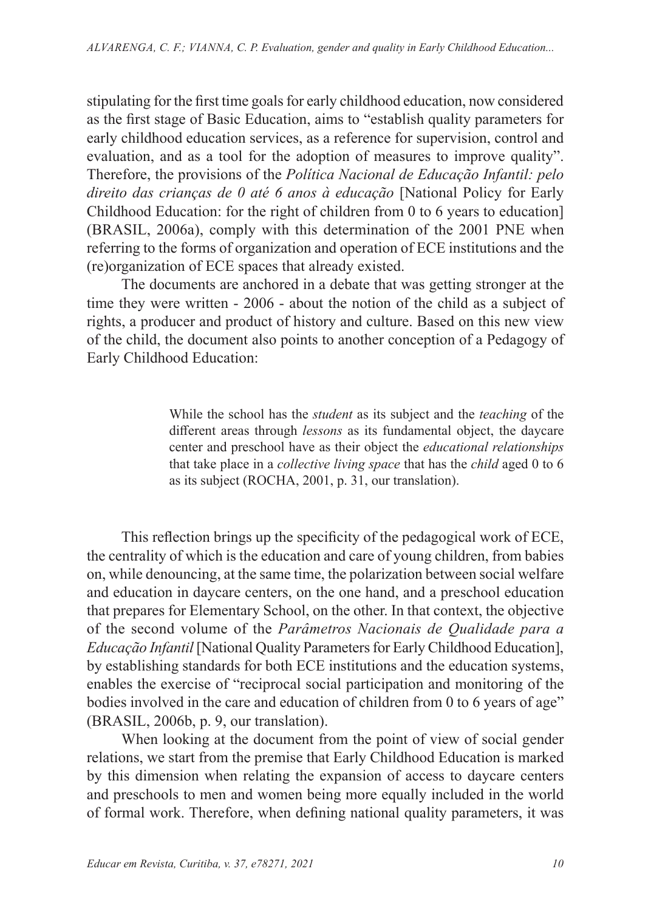stipulating for the first time goals for early childhood education, now considered as the first stage of Basic Education, aims to "establish quality parameters for early childhood education services, as a reference for supervision, control and evaluation, and as a tool for the adoption of measures to improve quality". Therefore, the provisions of the *Política Nacional de Educação Infantil: pelo direito das crianças de 0 até 6 anos à educação* [National Policy for Early Childhood Education: for the right of children from 0 to 6 years to education] (BRASIL, 2006a), comply with this determination of the 2001 PNE when referring to the forms of organization and operation of ECE institutions and the (re)organization of ECE spaces that already existed.

The documents are anchored in a debate that was getting stronger at the time they were written - 2006 - about the notion of the child as a subject of rights, a producer and product of history and culture. Based on this new view of the child, the document also points to another conception of a Pedagogy of Early Childhood Education:

> While the school has the *student* as its subject and the *teaching* of the different areas through *lessons* as its fundamental object, the daycare center and preschool have as their object the *educational relationships* that take place in a *collective living space* that has the *child* aged 0 to 6 as its subject (ROCHA, 2001, p. 31, our translation).

This reflection brings up the specificity of the pedagogical work of ECE, the centrality of which is the education and care of young children, from babies on, while denouncing, at the same time, the polarization between social welfare and education in daycare centers, on the one hand, and a preschool education that prepares for Elementary School, on the other. In that context, the objective of the second volume of the *Parâmetros Nacionais de Qualidade para a Educação Infantil* [National Quality Parameters for Early Childhood Education], by establishing standards for both ECE institutions and the education systems, enables the exercise of "reciprocal social participation and monitoring of the bodies involved in the care and education of children from 0 to 6 years of age" (BRASIL, 2006b, p. 9, our translation).

When looking at the document from the point of view of social gender relations, we start from the premise that Early Childhood Education is marked by this dimension when relating the expansion of access to daycare centers and preschools to men and women being more equally included in the world of formal work. Therefore, when defining national quality parameters, it was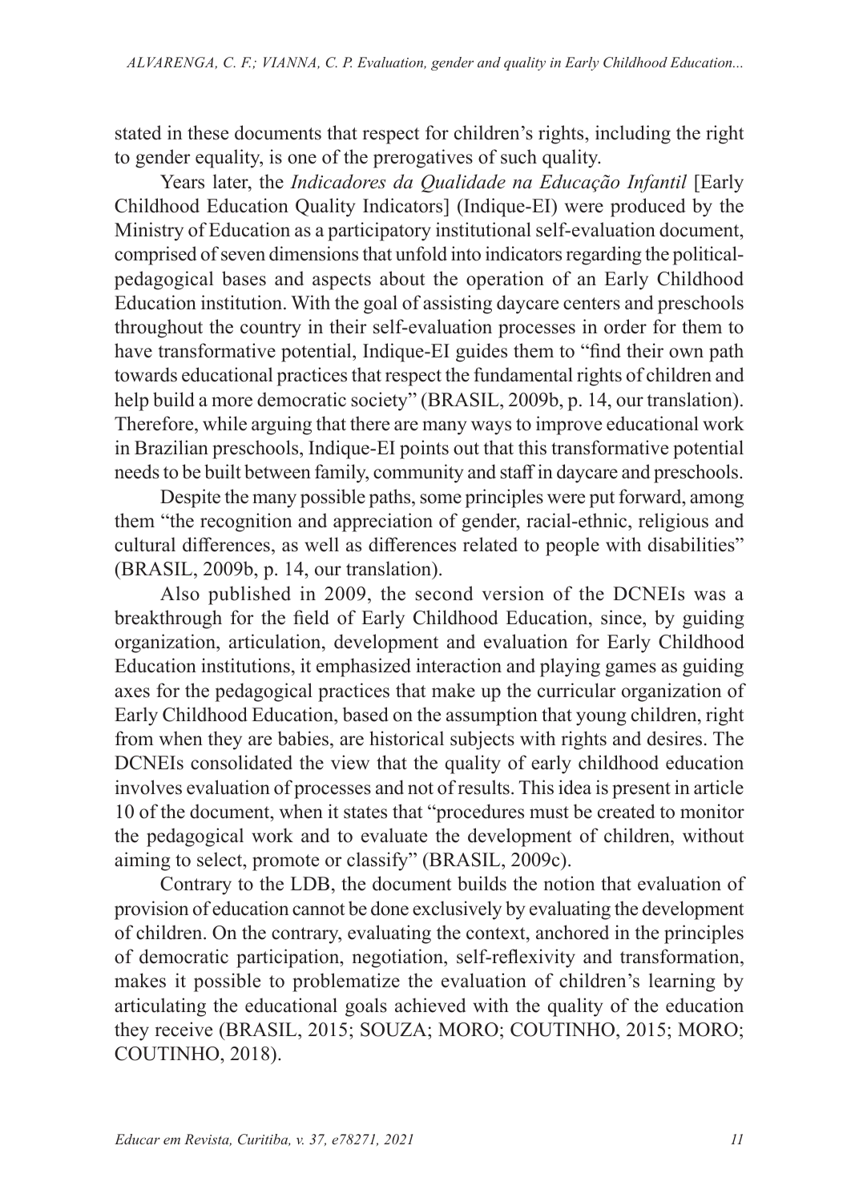stated in these documents that respect for children's rights, including the right to gender equality, is one of the prerogatives of such quality.

Years later, the *Indicadores da Qualidade na Educação Infantil* [Early Childhood Education Quality Indicators] (Indique-EI) were produced by the Ministry of Education as a participatory institutional self-evaluation document, comprised of seven dimensions that unfold into indicators regarding the political-pedagogical bases and aspects about the operation of an Early Childhood Education institution. With the goal of assisting daycare centers and preschools throughout the country in their self-evaluation processes in order for them to have transformative potential, Indique-EI guides them to "find their own path towards educational practices that respect the fundamental rights of children and help build a more democratic society" (BRASIL, 2009b, p. 14, our translation). Therefore, while arguing that there are many ways to improve educational work in Brazilian preschools, Indique-EI points out that this transformative potential needs to be built between family, community and staff in daycare and preschools.

Despite the many possible paths, some principles were put forward, among them "the recognition and appreciation of gender, racial-ethnic, religious and cultural differences, as well as differences related to people with disabilities" (BRASIL, 2009b, p. 14, our translation).

Also published in 2009, the second version of the DCNEIs was a breakthrough for the field of Early Childhood Education, since, by guiding organization, articulation, development and evaluation for Early Childhood Education institutions, it emphasized interaction and playing games as guiding axes for the pedagogical practices that make up the curricular organization of Early Childhood Education, based on the assumption that young children, right from when they are babies, are historical subjects with rights and desires. The DCNEIs consolidated the view that the quality of early childhood education involves evaluation of processes and not of results. This idea is present in article 10 of the document, when it states that "procedures must be created to monitor the pedagogical work and to evaluate the development of children, without aiming to select, promote or classify" (BRASIL, 2009c).

Contrary to the LDB, the document builds the notion that evaluation of provision of education cannot be done exclusively by evaluating the development of children. On the contrary, evaluating the context, anchored in the principles of democratic participation, negotiation, self-reflexivity and transformation, makes it possible to problematize the evaluation of children's learning by articulating the educational goals achieved with the quality of the education they receive (BRASIL, 2015; SOUZA; MORO; COUTINHO, 2015; MORO; COUTINHO, 2018).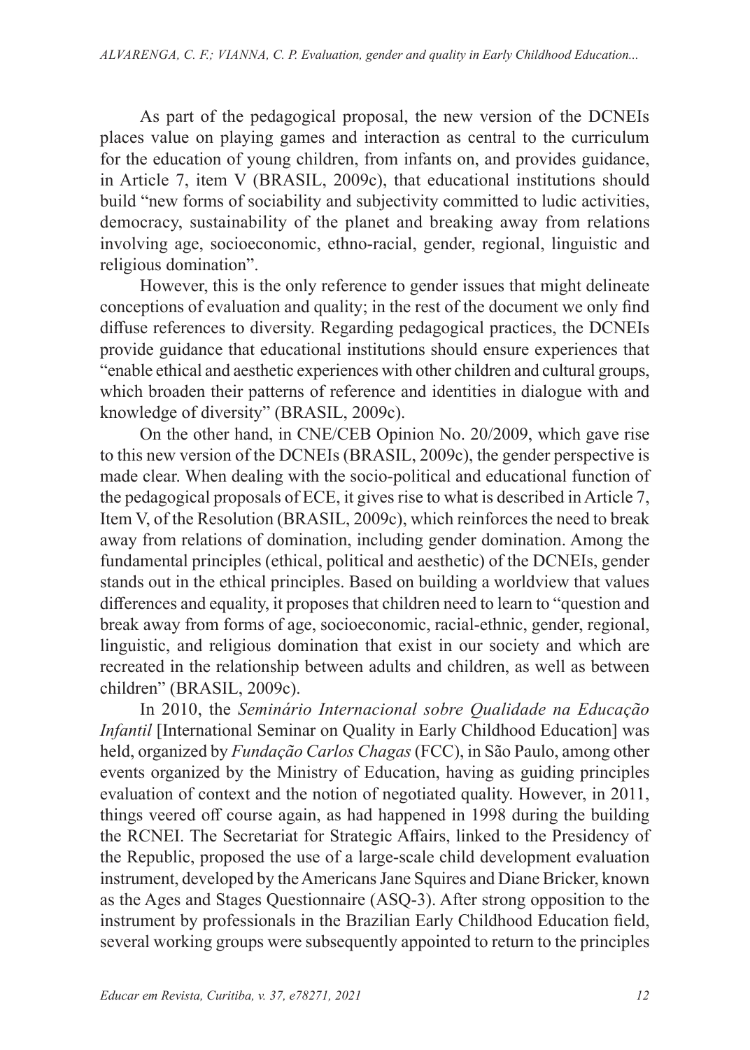As part of the pedagogical proposal, the new version of the DCNEIs places value on playing games and interaction as central to the curriculum for the education of young children, from infants on, and provides guidance, in Article 7, item V (BRASIL, 2009c), that educational institutions should build "new forms of sociability and subjectivity committed to ludic activities, democracy, sustainability of the planet and breaking away from relations involving age, socioeconomic, ethno-racial, gender, regional, linguistic and religious domination".

However, this is the only reference to gender issues that might delineate conceptions of evaluation and quality; in the rest of the document we only find diffuse references to diversity. Regarding pedagogical practices, the DCNEIs provide guidance that educational institutions should ensure experiences that "enable ethical and aesthetic experiences with other children and cultural groups, which broaden their patterns of reference and identities in dialogue with and knowledge of diversity" (BRASIL, 2009c).

On the other hand, in CNE/CEB Opinion No. 20/2009, which gave rise to this new version of the DCNEIs (BRASIL, 2009c), the gender perspective is made clear. When dealing with the socio-political and educational function of the pedagogical proposals of ECE, it gives rise to what is described in Article 7, Item V, of the Resolution (BRASIL, 2009c), which reinforces the need to break away from relations of domination, including gender domination. Among the fundamental principles (ethical, political and aesthetic) of the DCNEIs, gender stands out in the ethical principles. Based on building a worldview that values differences and equality, it proposes that children need to learn to "question and break away from forms of age, socioeconomic, racial-ethnic, gender, regional, linguistic, and religious domination that exist in our society and which are recreated in the relationship between adults and children, as well as between children" (BRASIL, 2009c).

In 2010, the *Seminário Internacional sobre Qualidade na Educação Infantil* [International Seminar on Quality in Early Childhood Education] was held, organized by *Fundação Carlos Chagas* (FCC), in São Paulo, among other events organized by the Ministry of Education, having as guiding principles evaluation of context and the notion of negotiated quality. However, in 2011, things veered off course again, as had happened in 1998 during the building the RCNEI. The Secretariat for Strategic Affairs, linked to the Presidency of the Republic, proposed the use of a large-scale child development evaluation instrument, developed by the Americans Jane Squires and Diane Bricker, known as the Ages and Stages Questionnaire (ASQ-3). After strong opposition to the instrument by professionals in the Brazilian Early Childhood Education field, several working groups were subsequently appointed to return to the principles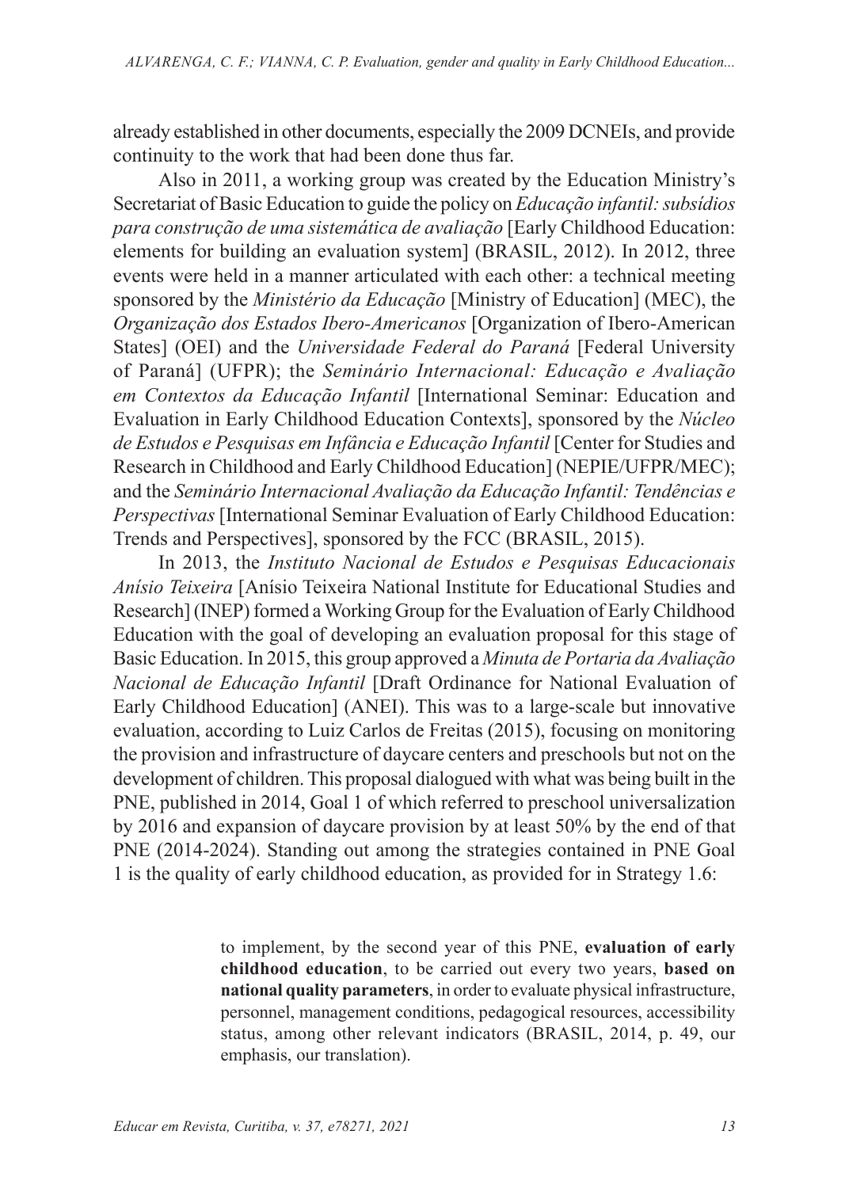already established in other documents, especially the 2009 DCNEIs, and provide continuity to the work that had been done thus far.

Also in 2011, a working group was created by the Education Ministry's Secretariat of Basic Education to guide the policy on *Educação infantil: subsídios para construção de uma sistemática de avaliação* [Early Childhood Education: elements for building an evaluation system] (BRASIL, 2012). In 2012, three events were held in a manner articulated with each other: a technical meeting sponsored by the *Ministério da Educação* [Ministry of Education] (MEC), the *Organização dos Estados Ibero-Americanos* [Organization of Ibero-American States] (OEI) and the *Universidade Federal do Paraná* [Federal University of Paraná] (UFPR); the *Seminário Internacional: Educação e Avaliação em Contextos da Educação Infantil* [International Seminar: Education and Evaluation in Early Childhood Education Contexts], sponsored by the *Núcleo de Estudos e Pesquisas em Infância e Educação Infantil* [Center for Studies and Research in Childhood and Early Childhood Education] (NEPIE/UFPR/MEC); and the *Seminário Internacional Avaliação da Educação Infantil: Tendências e Perspectivas* [International Seminar Evaluation of Early Childhood Education: Trends and Perspectives], sponsored by the FCC (BRASIL, 2015).

In 2013, the *Instituto Nacional de Estudos e Pesquisas Educacionais Anísio Teixeira* [Anísio Teixeira National Institute for Educational Studies and Research] (INEP) formed a Working Group for the Evaluation of Early Childhood Education with the goal of developing an evaluation proposal for this stage of Basic Education. In 2015, this group approved a *Minuta de Portaria da Avaliação Nacional de Educação Infantil* [Draft Ordinance for National Evaluation of Early Childhood Education] (ANEI). This was to a large-scale but innovative evaluation, according to Luiz Carlos de Freitas (2015), focusing on monitoring the provision and infrastructure of daycare centers and preschools but not on the development of children. This proposal dialogued with what was being built in the PNE, published in 2014, Goal 1 of which referred to preschool universalization by 2016 and expansion of daycare provision by at least 50% by the end of that PNE (2014-2024). Standing out among the strategies contained in PNE Goal 1 is the quality of early childhood education, as provided for in Strategy 1.6:

> to implement, by the second year of this PNE, **evaluation of early childhood education**, to be carried out every two years, **based on national quality parameters**, in order to evaluate physical infrastructure, personnel, management conditions, pedagogical resources, accessibility status, among other relevant indicators (BRASIL, 2014, p. 49, our emphasis, our translation).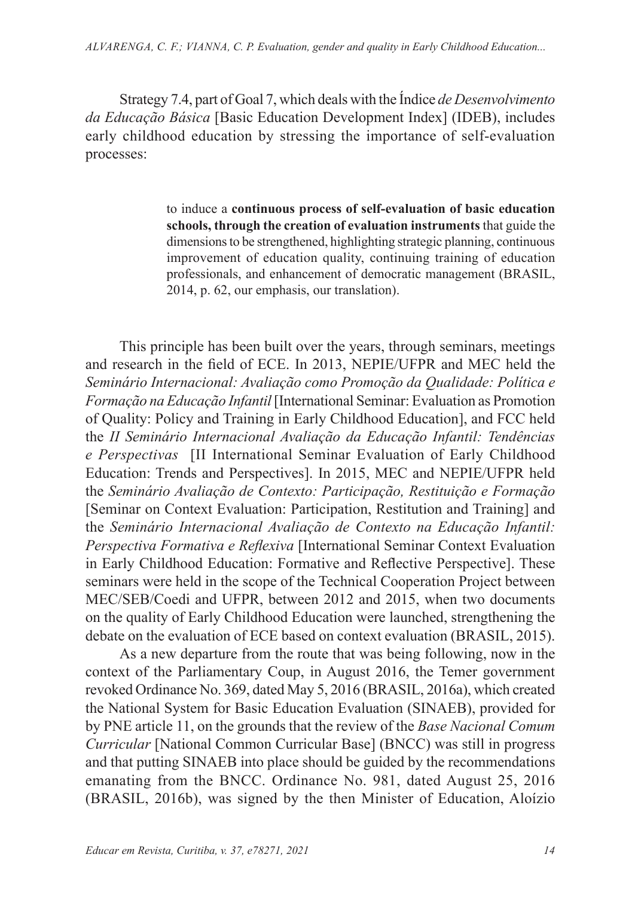Strategy 7.4, part of Goal 7, which deals with the Índice *de Desenvolvimento da Educação Básica* [Basic Education Development Index] (IDEB), includes early childhood education by stressing the importance of self-evaluation processes:

> to induce a **continuous process of self-evaluation of basic education schools, through the creation of evaluation instruments** that guide the dimensions to be strengthened, highlighting strategic planning, continuous improvement of education quality, continuing training of education professionals, and enhancement of democratic management (BRASIL, 2014, p. 62, our emphasis, our translation).

This principle has been built over the years, through seminars, meetings and research in the field of ECE. In 2013, NEPIE/UFPR and MEC held the *Seminário Internacional: Avaliação como Promoção da Qualidade: Política e Formação na Educação Infantil* [International Seminar: Evaluation as Promotion of Quality: Policy and Training in Early Childhood Education], and FCC held the *II Seminário Internacional Avaliação da Educação Infantil: Tendências e Perspectivas* [II International Seminar Evaluation of Early Childhood Education: Trends and Perspectives]. In 2015, MEC and NEPIE/UFPR held the *Seminário Avaliação de Contexto: Participação, Restituição e Formação* [Seminar on Context Evaluation: Participation, Restitution and Training] and the *Seminário Internacional Avaliação de Contexto na Educação Infantil: Perspectiva Formativa e Reflexiva* [International Seminar Context Evaluation in Early Childhood Education: Formative and Reflective Perspective]. These seminars were held in the scope of the Technical Cooperation Project between MEC/SEB/Coedi and UFPR, between 2012 and 2015, when two documents on the quality of Early Childhood Education were launched, strengthening the debate on the evaluation of ECE based on context evaluation (BRASIL, 2015).

As a new departure from the route that was being following, now in the context of the Parliamentary Coup, in August 2016, the Temer government revoked Ordinance No. 369, dated May 5, 2016 (BRASIL, 2016a), which created the National System for Basic Education Evaluation (SINAEB), provided for by PNE article 11, on the grounds that the review of the *Base Nacional Comum Curricular* [National Common Curricular Base] (BNCC) was still in progress and that putting SINAEB into place should be guided by the recommendations emanating from the BNCC. Ordinance No. 981, dated August 25, 2016 (BRASIL, 2016b), was signed by the then Minister of Education, Aloízio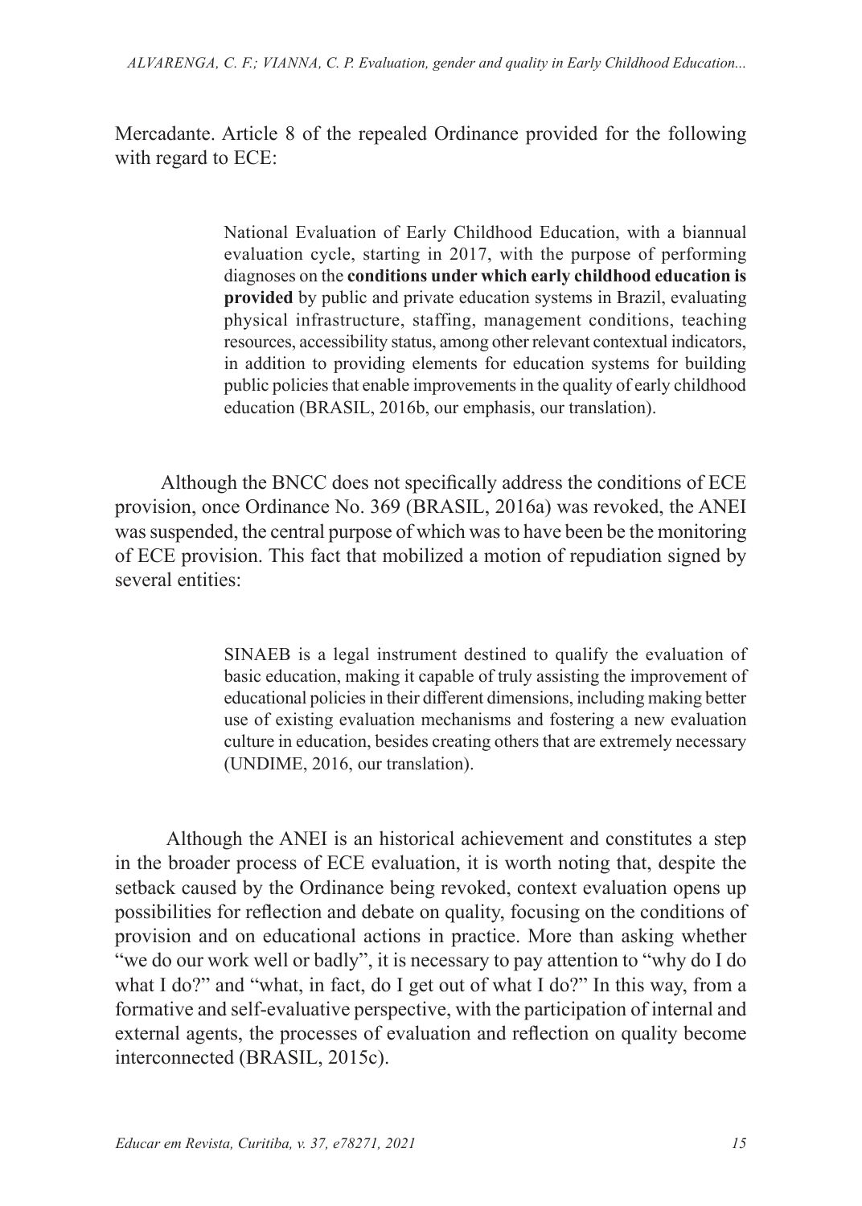Mercadante. Article 8 of the repealed Ordinance provided for the following with regard to ECE:

> National Evaluation of Early Childhood Education, with a biannual evaluation cycle, starting in 2017, with the purpose of performing diagnoses on the **conditions under which early childhood education is provided** by public and private education systems in Brazil, evaluating physical infrastructure, staffing, management conditions, teaching resources, accessibility status, among other relevant contextual indicators, in addition to providing elements for education systems for building public policies that enable improvements in the quality of early childhood education (BRASIL, 2016b, our emphasis, our translation).

Although the BNCC does not specifically address the conditions of ECE provision, once Ordinance No. 369 (BRASIL, 2016a) was revoked, the ANEI was suspended, the central purpose of which was to have been be the monitoring of ECE provision. This fact that mobilized a motion of repudiation signed by several entities:

> SINAEB is a legal instrument destined to qualify the evaluation of basic education, making it capable of truly assisting the improvement of educational policies in their different dimensions, including making better use of existing evaluation mechanisms and fostering a new evaluation culture in education, besides creating others that are extremely necessary (UNDIME, 2016, our translation).

Although the ANEI is an historical achievement and constitutes a step in the broader process of ECE evaluation, it is worth noting that, despite the setback caused by the Ordinance being revoked, context evaluation opens up possibilities for reflection and debate on quality, focusing on the conditions of provision and on educational actions in practice. More than asking whether "we do our work well or badly", it is necessary to pay attention to "why do I do what I do?" and "what, in fact, do I get out of what I do?" In this way, from a formative and self-evaluative perspective, with the participation of internal and external agents, the processes of evaluation and reflection on quality become interconnected (BRASIL, 2015c).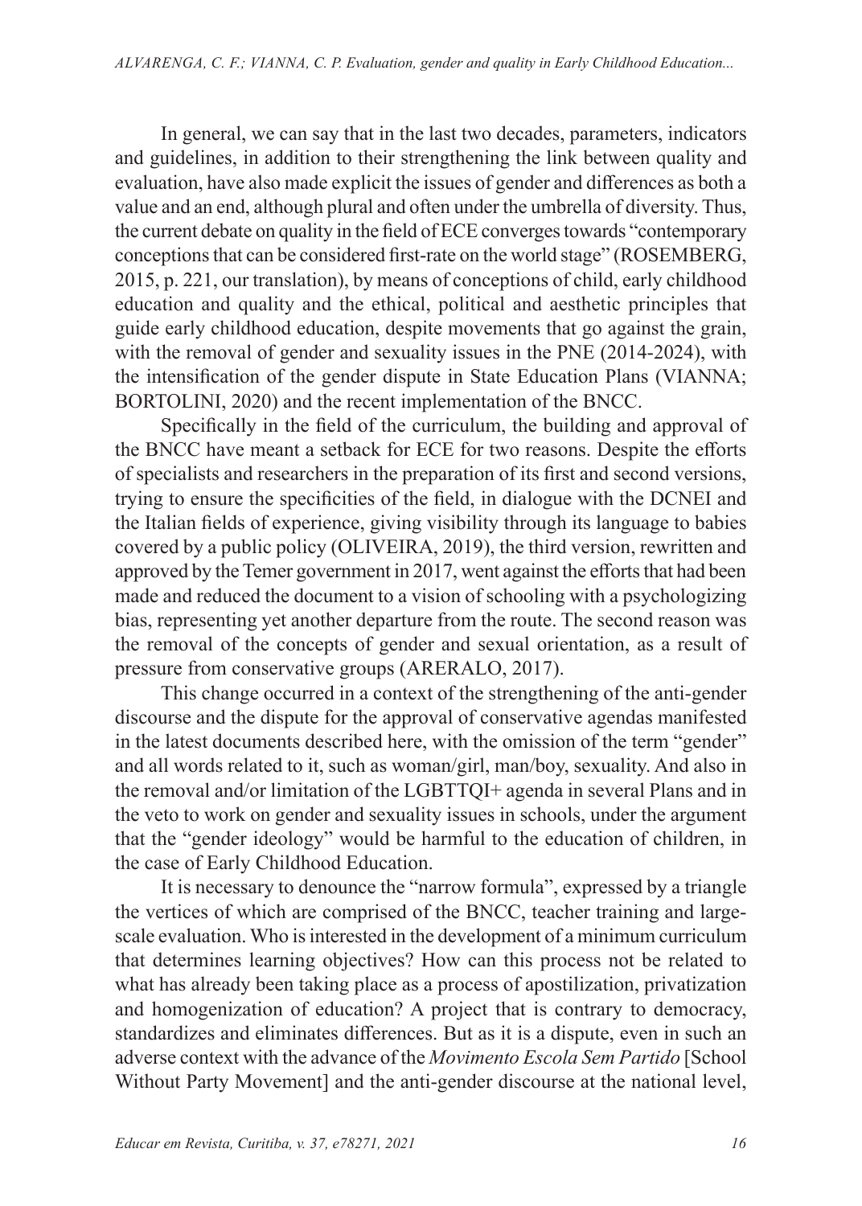In general, we can say that in the last two decades, parameters, indicators and guidelines, in addition to their strengthening the link between quality and evaluation, have also made explicit the issues of gender and differences as both a value and an end, although plural and often under the umbrella of diversity. Thus, the current debate on quality in the field of ECE converges towards "contemporary conceptions that can be considered first-rate on the world stage" (ROSEMBERG, 2015, p. 221, our translation), by means of conceptions of child, early childhood education and quality and the ethical, political and aesthetic principles that guide early childhood education, despite movements that go against the grain, with the removal of gender and sexuality issues in the PNE (2014-2024), with the intensification of the gender dispute in State Education Plans (VIANNA; BORTOLINI, 2020) and the recent implementation of the BNCC.

Specifically in the field of the curriculum, the building and approval of the BNCC have meant a setback for ECE for two reasons. Despite the efforts of specialists and researchers in the preparation of its first and second versions, trying to ensure the specificities of the field, in dialogue with the DCNEI and the Italian fields of experience, giving visibility through its language to babies covered by a public policy (OLIVEIRA, 2019), the third version, rewritten and approved by the Temer government in 2017, went against the efforts that had been made and reduced the document to a vision of schooling with a psychologizing bias, representing yet another departure from the route. The second reason was the removal of the concepts of gender and sexual orientation, as a result of pressure from conservative groups (ARERALO, 2017).

This change occurred in a context of the strengthening of the anti-gender discourse and the dispute for the approval of conservative agendas manifested in the latest documents described here, with the omission of the term "gender" and all words related to it, such as woman/girl, man/boy, sexuality. And also in the removal and/or limitation of the LGBTTQI+ agenda in several Plans and in the veto to work on gender and sexuality issues in schools, under the argument that the "gender ideology" would be harmful to the education of children, in the case of Early Childhood Education.

It is necessary to denounce the "narrow formula", expressed by a triangle the vertices of which are comprised of the BNCC, teacher training and large-scale evaluation. Who is interested in the development of a minimum curriculum that determines learning objectives? How can this process not be related to what has already been taking place as a process of apostilization, privatization and homogenization of education? A project that is contrary to democracy, standardizes and eliminates differences. But as it is a dispute, even in such an adverse context with the advance of the *Movimento Escola Sem Partido* [School Without Party Movement] and the anti-gender discourse at the national level,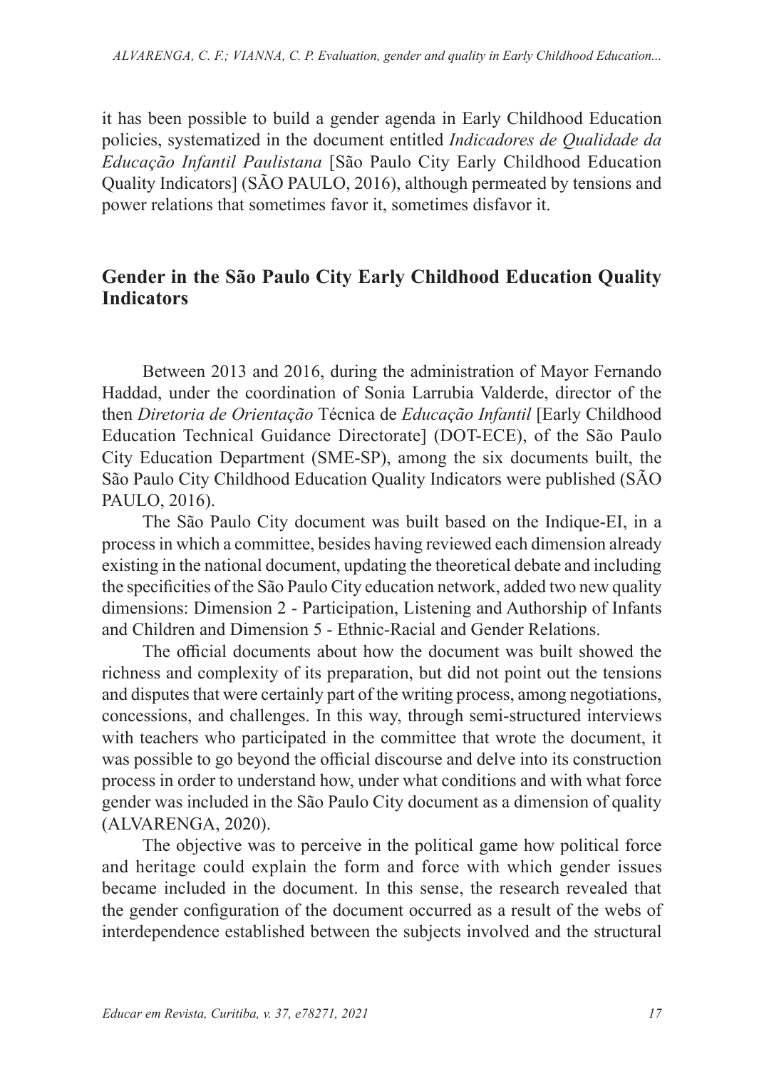it has been possible to build a gender agenda in Early Childhood Education policies, systematized in the document entitled *Indicadores de Qualidade da Educação Infantil Paulistana* [São Paulo City Early Childhood Education Quality Indicators] (SÃO PAULO, 2016), although permeated by tensions and power relations that sometimes favor it, sometimes disfavor it.

## Gender in the São Paulo City Early Childhood Education Quality Indicators

Between 2013 and 2016, during the administration of Mayor Fernando Haddad, under the coordination of Sonia Larrubia Valderde, director of the then *Diretoria de Orientação* Técnica de *Educação Infantil* [Early Childhood Education Technical Guidance Directorate] (DOT-ECE), of the São Paulo City Education Department (SME-SP), among the six documents built, the São Paulo City Childhood Education Quality Indicators were published (SÃO PAULO, 2016).

The São Paulo City document was built based on the Indique-EI, in a process in which a committee, besides having reviewed each dimension already existing in the national document, updating the theoretical debate and including the specificities of the São Paulo City education network, added two new quality dimensions: Dimension 2 - Participation, Listening and Authorship of Infants and Children and Dimension 5 - Ethnic-Racial and Gender Relations.

The official documents about how the document was built showed the richness and complexity of its preparation, but did not point out the tensions and disputes that were certainly part of the writing process, among negotiations, concessions, and challenges. In this way, through semi-structured interviews with teachers who participated in the committee that wrote the document, it was possible to go beyond the official discourse and delve into its construction process in order to understand how, under what conditions and with what force gender was included in the São Paulo City document as a dimension of quality (ALVARENGA, 2020).

The objective was to perceive in the political game how political force and heritage could explain the form and force with which gender issues became included in the document. In this sense, the research revealed that the gender configuration of the document occurred as a result of the webs of interdependence established between the subjects involved and the structural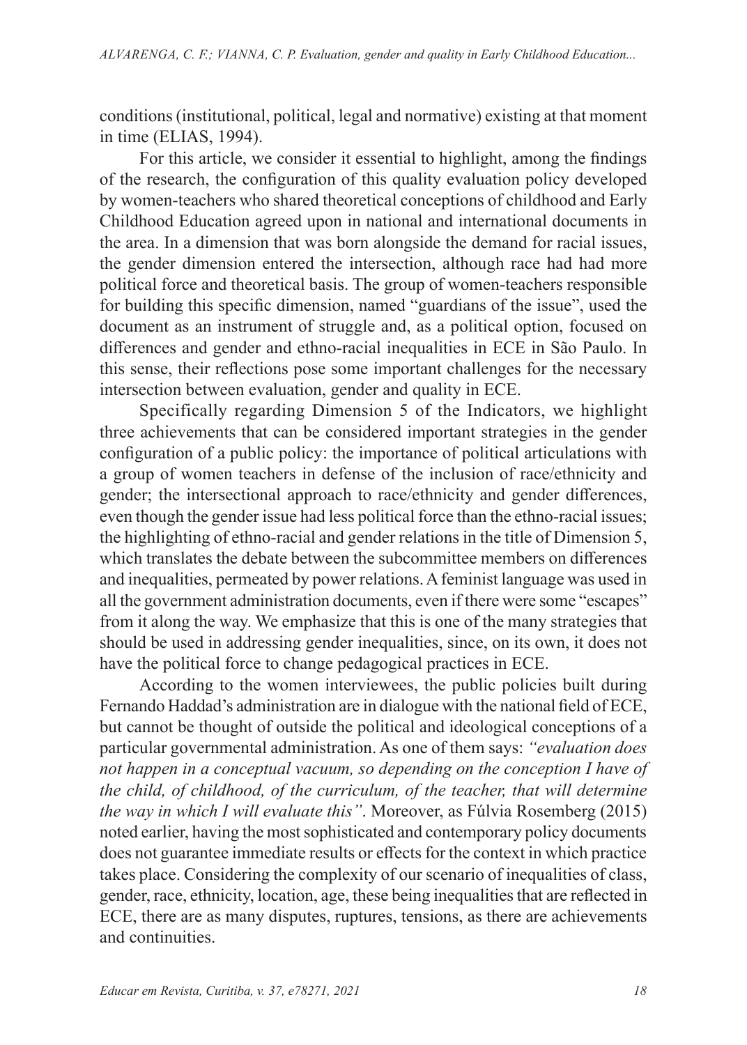conditions (institutional, political, legal and normative) existing at that moment in time (ELIAS, 1994).

For this article, we consider it essential to highlight, among the findings of the research, the configuration of this quality evaluation policy developed by women-teachers who shared theoretical conceptions of childhood and Early Childhood Education agreed upon in national and international documents in the area. In a dimension that was born alongside the demand for racial issues, the gender dimension entered the intersection, although race had had more political force and theoretical basis. The group of women-teachers responsible for building this specific dimension, named "guardians of the issue", used the document as an instrument of struggle and, as a political option, focused on differences and gender and ethno-racial inequalities in ECE in São Paulo. In this sense, their reflections pose some important challenges for the necessary intersection between evaluation, gender and quality in ECE.

Specifically regarding Dimension 5 of the Indicators, we highlight three achievements that can be considered important strategies in the gender configuration of a public policy: the importance of political articulations with a group of women teachers in defense of the inclusion of race/ethnicity and gender; the intersectional approach to race/ethnicity and gender differences, even though the gender issue had less political force than the ethno-racial issues; the highlighting of ethno-racial and gender relations in the title of Dimension 5, which translates the debate between the subcommittee members on differences and inequalities, permeated by power relations. A feminist language was used in all the government administration documents, even if there were some "escapes" from it along the way. We emphasize that this is one of the many strategies that should be used in addressing gender inequalities, since, on its own, it does not have the political force to change pedagogical practices in ECE.

According to the women interviewees, the public policies built during Fernando Haddad's administration are in dialogue with the national field of ECE, but cannot be thought of outside the political and ideological conceptions of a particular governmental administration. As one of them says: *"evaluation does not happen in a conceptual vacuum, so depending on the conception I have of the child, of childhood, of the curriculum, of the teacher, that will determine the way in which I will evaluate this"*. Moreover, as Fúlvia Rosemberg (2015) noted earlier, having the most sophisticated and contemporary policy documents does not guarantee immediate results or effects for the context in which practice takes place. Considering the complexity of our scenario of inequalities of class, gender, race, ethnicity, location, age, these being inequalities that are reflected in ECE, there are as many disputes, ruptures, tensions, as there are achievements and continuities.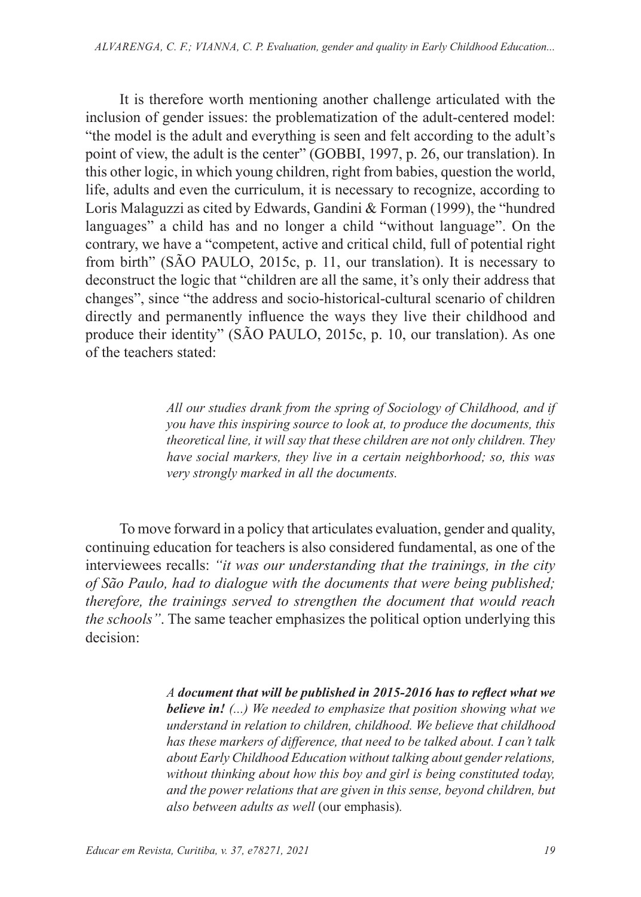It is therefore worth mentioning another challenge articulated with the inclusion of gender issues: the problematization of the adult-centered model: "the model is the adult and everything is seen and felt according to the adult's point of view, the adult is the center" (GOBBI, 1997, p. 26, our translation). In this other logic, in which young children, right from babies, question the world, life, adults and even the curriculum, it is necessary to recognize, according to Loris Malaguzzi as cited by Edwards, Gandini & Forman (1999), the "hundred languages" a child has and no longer a child "without language". On the contrary, we have a "competent, active and critical child, full of potential right from birth" (SÃO PAULO, 2015c, p. 11, our translation). It is necessary to deconstruct the logic that "children are all the same, it's only their address that changes", since "the address and socio-historical-cultural scenario of children directly and permanently influence the ways they live their childhood and produce their identity" (SÃO PAULO, 2015c, p. 10, our translation). As one of the teachers stated:

> *All our studies drank from the spring of Sociology of Childhood, and if you have this inspiring source to look at, to produce the documents, this theoretical line, it will say that these children are not only children. They have social markers, they live in a certain neighborhood; so, this was very strongly marked in all the documents.*

To move forward in a policy that articulates evaluation, gender and quality, continuing education for teachers is also considered fundamental, as one of the interviewees recalls: *"it was our understanding that the trainings, in the city of São Paulo, had to dialogue with the documents that were being published; therefore, the trainings served to strengthen the document that would reach the schools"*. The same teacher emphasizes the political option underlying this decision:

> *A* ***document that will be published in 2015-2016 has to reflect what we believe in!*** *(...) We needed to emphasize that position showing what we understand in relation to children, childhood. We believe that childhood has these markers of difference, that need to be talked about. I can't talk about Early Childhood Education without talking about gender relations, without thinking about how this boy and girl is being constituted today, and the power relations that are given in this sense, beyond children, but also between adults as well* (our emphasis).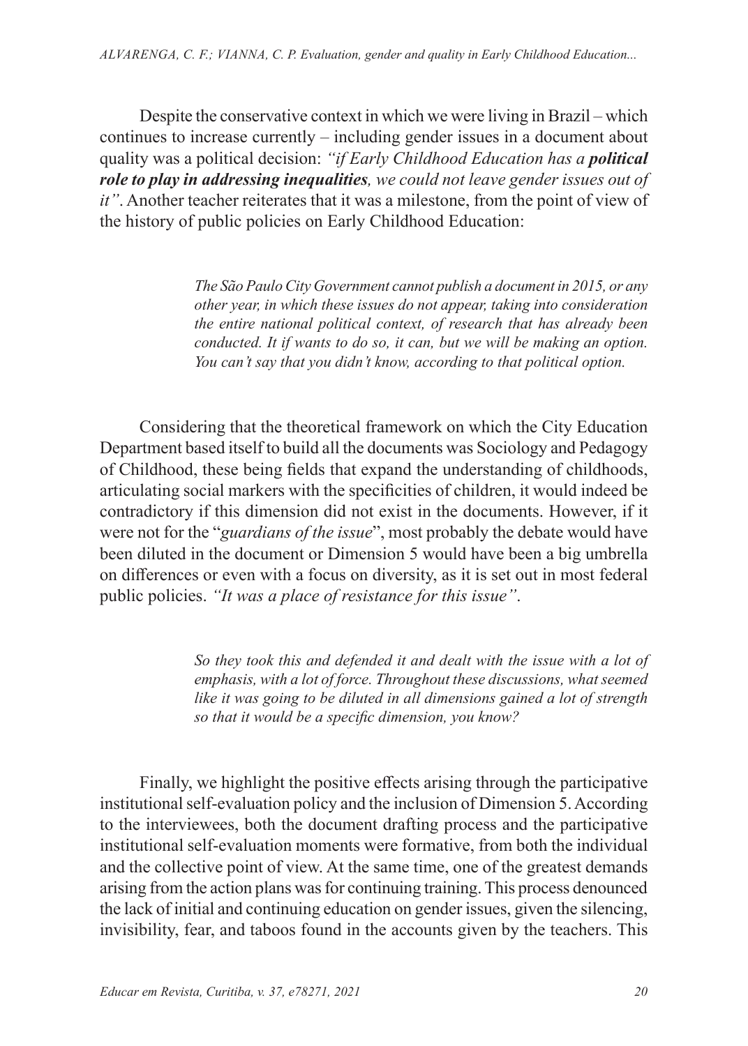Despite the conservative context in which we were living in Brazil – which continues to increase currently – including gender issues in a document about quality was a political decision: *"if Early Childhood Education has a **political role to play in addressing inequalities**, we could not leave gender issues out of it"*. Another teacher reiterates that it was a milestone, from the point of view of the history of public policies on Early Childhood Education:

> *The São Paulo City Government cannot publish a document in 2015, or any other year, in which these issues do not appear, taking into consideration the entire national political context, of research that has already been conducted. It if wants to do so, it can, but we will be making an option. You can't say that you didn't know, according to that political option.*

Considering that the theoretical framework on which the City Education Department based itself to build all the documents was Sociology and Pedagogy of Childhood, these being fields that expand the understanding of childhoods, articulating social markers with the specificities of children, it would indeed be contradictory if this dimension did not exist in the documents. However, if it were not for the "*guardians of the issue*", most probably the debate would have been diluted in the document or Dimension 5 would have been a big umbrella on differences or even with a focus on diversity, as it is set out in most federal public policies. *"It was a place of resistance for this issue"*.

> *So they took this and defended it and dealt with the issue with a lot of emphasis, with a lot of force. Throughout these discussions, what seemed like it was going to be diluted in all dimensions gained a lot of strength so that it would be a specific dimension, you know?*

Finally, we highlight the positive effects arising through the participative institutional self-evaluation policy and the inclusion of Dimension 5. According to the interviewees, both the document drafting process and the participative institutional self-evaluation moments were formative, from both the individual and the collective point of view. At the same time, one of the greatest demands arising from the action plans was for continuing training. This process denounced the lack of initial and continuing education on gender issues, given the silencing, invisibility, fear, and taboos found in the accounts given by the teachers. This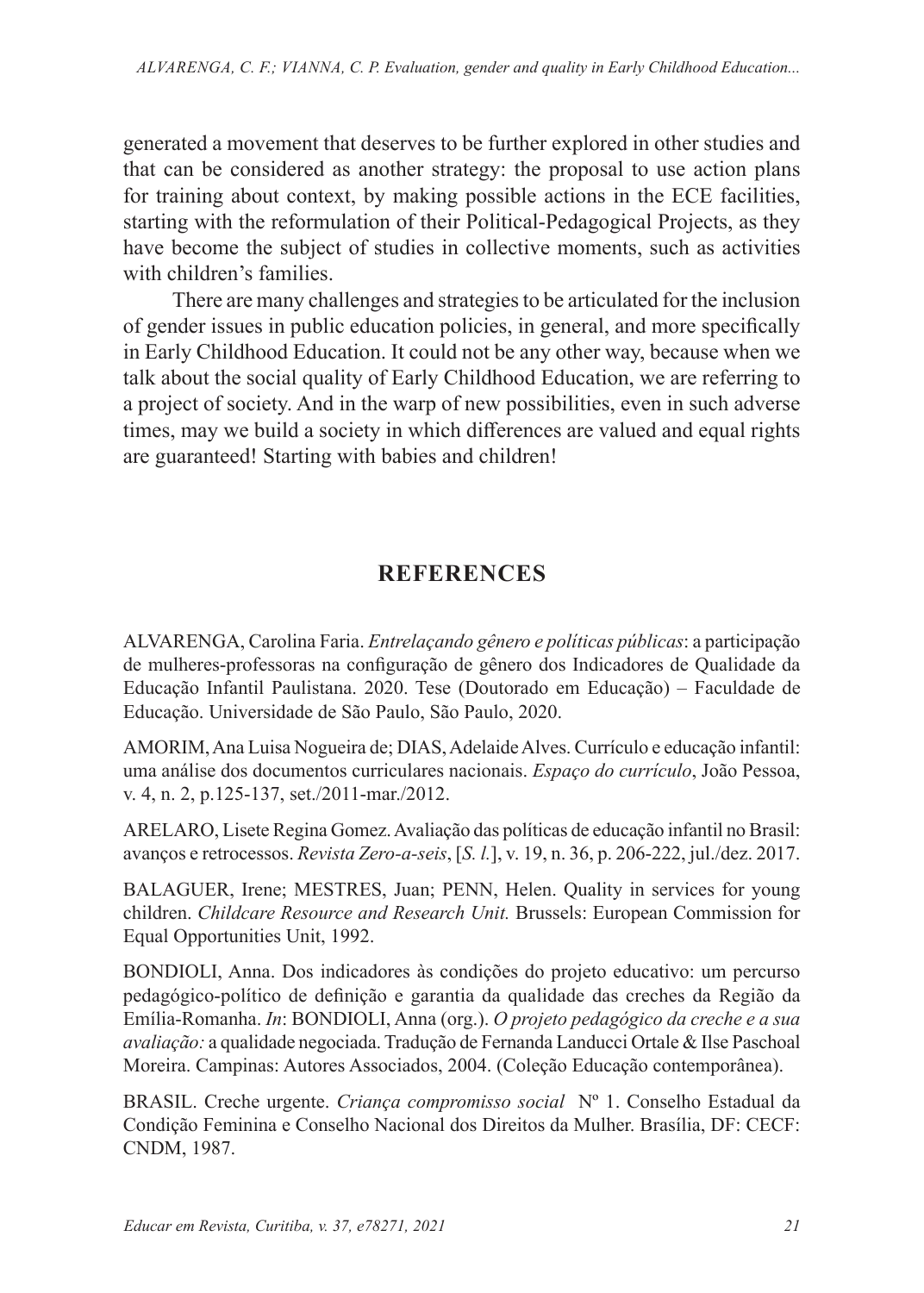generated a movement that deserves to be further explored in other studies and that can be considered as another strategy: the proposal to use action plans for training about context, by making possible actions in the ECE facilities, starting with the reformulation of their Political-Pedagogical Projects, as they have become the subject of studies in collective moments, such as activities with children's families.

There are many challenges and strategies to be articulated for the inclusion of gender issues in public education policies, in general, and more specifically in Early Childhood Education. It could not be any other way, because when we talk about the social quality of Early Childhood Education, we are referring to a project of society. And in the warp of new possibilities, even in such adverse times, may we build a society in which differences are valued and equal rights are guaranteed! Starting with babies and children!

## REFERENCES

ALVARENGA, Carolina Faria. *Entrelaçando gênero e políticas públicas*: a participação de mulheres-professoras na configuração de gênero dos Indicadores de Qualidade da Educação Infantil Paulistana. 2020. Tese (Doutorado em Educação) – Faculdade de Educação. Universidade de São Paulo, São Paulo, 2020.

AMORIM, Ana Luisa Nogueira de; DIAS, Adelaide Alves. Currículo e educação infantil: uma análise dos documentos curriculares nacionais. *Espaço do currículo*, João Pessoa, v. 4, n. 2, p.125-137, set./2011-mar./2012.

ARELARO, Lisete Regina Gomez. Avaliação das políticas de educação infantil no Brasil: avanços e retrocessos. *Revista Zero-a-seis*, [*S. l.*], v. 19, n. 36, p. 206-222, jul./dez. 2017.

BALAGUER, Irene; MESTRES, Juan; PENN, Helen. Quality in services for young children. *Childcare Resource and Research Unit.* Brussels: European Commission for Equal Opportunities Unit, 1992.

BONDIOLI, Anna. Dos indicadores às condições do projeto educativo: um percurso pedagógico-político de definição e garantia da qualidade das creches da Região da Emília-Romanha. *In*: BONDIOLI, Anna (org.). *O projeto pedagógico da creche e a sua avaliação:* a qualidade negociada. Tradução de Fernanda Landucci Ortale & Ilse Paschoal Moreira. Campinas: Autores Associados, 2004. (Coleção Educação contemporânea).

BRASIL. Creche urgente. *Criança compromisso social* Nº 1. Conselho Estadual da Condição Feminina e Conselho Nacional dos Direitos da Mulher. Brasília, DF: CECF: CNDM, 1987.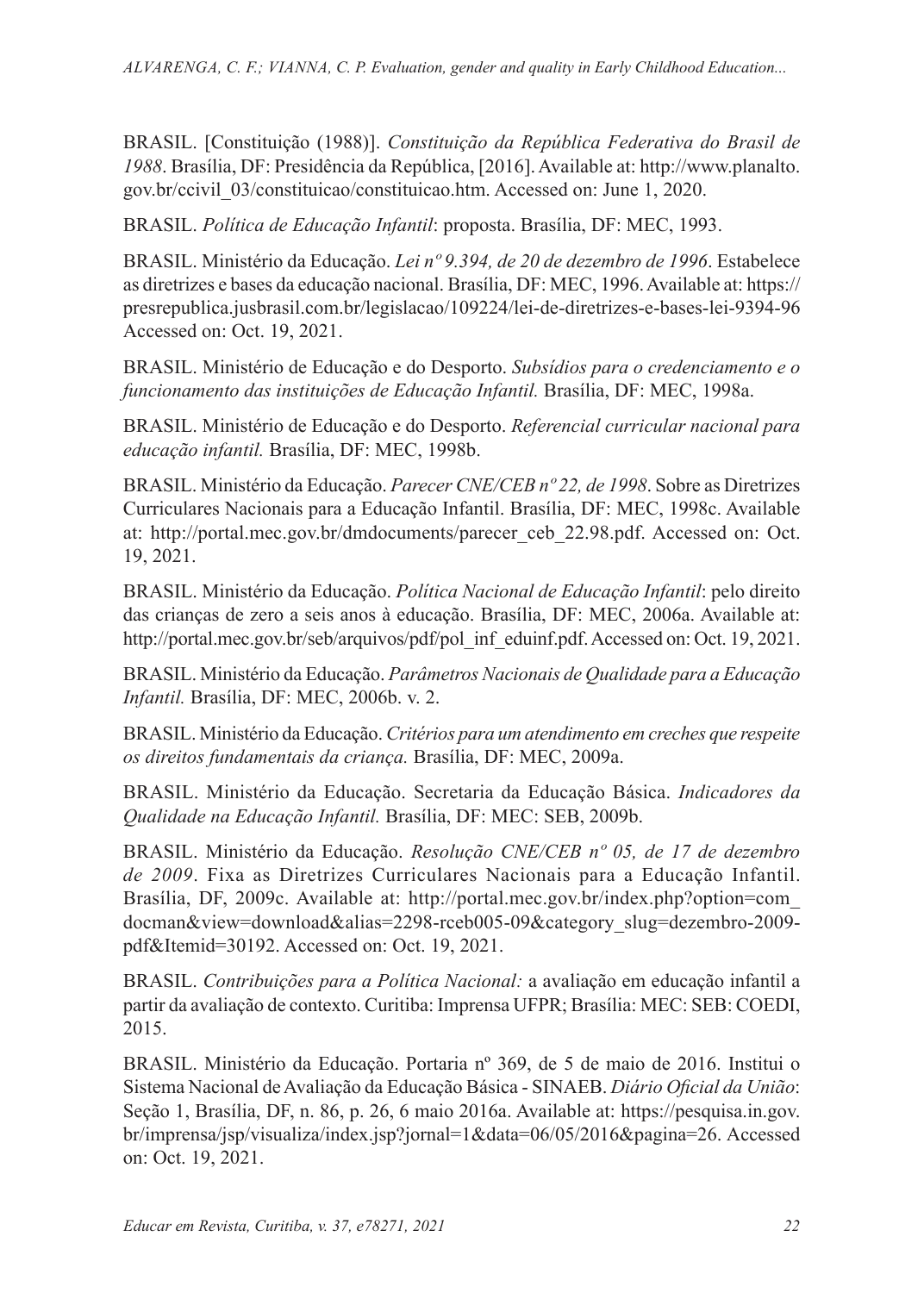BRASIL. [Constituição (1988)]. *Constituição da República Federativa do Brasil de 1988*. Brasília, DF: Presidência da República, [2016]. Available at: http://www.planalto.gov.br/ccivil_03/constituicao/constituicao.htm. Accessed on: June 1, 2020.

BRASIL. *Política de Educação Infantil*: proposta. Brasília, DF: MEC, 1993.

BRASIL. Ministério da Educação. *Lei nº 9.394, de 20 de dezembro de 1996*. Estabelece as diretrizes e bases da educação nacional. Brasília, DF: MEC, 1996. Available at: https://presrepublica.jusbrasil.com.br/legislacao/109224/lei-de-diretrizes-e-bases-lei-9394-96 Accessed on: Oct. 19, 2021.

BRASIL. Ministério de Educação e do Desporto. *Subsídios para o credenciamento e o funcionamento das instituições de Educação Infantil.* Brasília, DF: MEC, 1998a.

BRASIL. Ministério de Educação e do Desporto. *Referencial curricular nacional para educação infantil.* Brasília, DF: MEC, 1998b.

BRASIL. Ministério da Educação. *Parecer CNE/CEB nº 22, de 1998*. Sobre as Diretrizes Curriculares Nacionais para a Educação Infantil. Brasília, DF: MEC, 1998c. Available at: http://portal.mec.gov.br/dmdocuments/parecer_ceb_22.98.pdf. Accessed on: Oct. 19, 2021.

BRASIL. Ministério da Educação. *Política Nacional de Educação Infantil*: pelo direito das crianças de zero a seis anos à educação. Brasília, DF: MEC, 2006a. Available at: http://portal.mec.gov.br/seb/arquivos/pdf/pol_inf_eduinf.pdf. Accessed on: Oct. 19, 2021.

BRASIL. Ministério da Educação. *Parâmetros Nacionais de Qualidade para a Educação Infantil.* Brasília, DF: MEC, 2006b. v. 2.

BRASIL. Ministério da Educação. *Critérios para um atendimento em creches que respeite os direitos fundamentais da criança.* Brasília, DF: MEC, 2009a.

BRASIL. Ministério da Educação. Secretaria da Educação Básica. *Indicadores da Qualidade na Educação Infantil.* Brasília, DF: MEC: SEB, 2009b.

BRASIL. Ministério da Educação. *Resolução CNE/CEB nº 05, de 17 de dezembro de 2009*. Fixa as Diretrizes Curriculares Nacionais para a Educação Infantil. Brasília, DF, 2009c. Available at: http://portal.mec.gov.br/index.php?option=com_docman&view=download&alias=2298-rceb005-09&category_slug=dezembro-2009-pdf&Itemid=30192. Accessed on: Oct. 19, 2021.

BRASIL. *Contribuições para a Política Nacional:* a avaliação em educação infantil a partir da avaliação de contexto. Curitiba: Imprensa UFPR; Brasília: MEC: SEB: COEDI, 2015.

BRASIL. Ministério da Educação. Portaria nº 369, de 5 de maio de 2016. Institui o Sistema Nacional de Avaliação da Educação Básica - SINAEB. *Diário Oficial da União*: Seção 1, Brasília, DF, n. 86, p. 26, 6 maio 2016a. Available at: https://pesquisa.in.gov.br/imprensa/jsp/visualiza/index.jsp?jornal=1&data=06/05/2016&pagina=26. Accessed on: Oct. 19, 2021.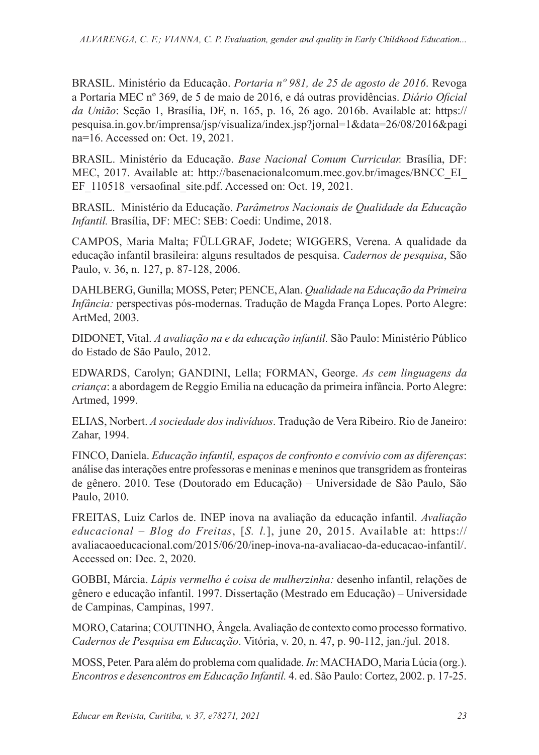BRASIL. Ministério da Educação. *Portaria nº 981, de 25 de agosto de 2016*. Revoga a Portaria MEC nº 369, de 5 de maio de 2016, e dá outras providências. *Diário Oficial da União*: Seção 1, Brasília, DF, n. 165, p. 16, 26 ago. 2016b. Available at: https://pesquisa.in.gov.br/imprensa/jsp/visualiza/index.jsp?jornal=1&data=26/08/2016&pagina=16. Accessed on: Oct. 19, 2021.

BRASIL. Ministério da Educação. *Base Nacional Comum Curricular.* Brasília, DF: MEC, 2017. Available at: http://basenacionalcomum.mec.gov.br/images/BNCC_EI_EF_110518_versaofinal_site.pdf. Accessed on: Oct. 19, 2021.

BRASIL. Ministério da Educação. *Parâmetros Nacionais de Qualidade da Educação Infantil.* Brasília, DF: MEC: SEB: Coedi: Undime, 2018.

CAMPOS, Maria Malta; FÜLLGRAF, Jodete; WIGGERS, Verena. A qualidade da educação infantil brasileira: alguns resultados de pesquisa. *Cadernos de pesquisa*, São Paulo, v. 36, n. 127, p. 87-128, 2006.

DAHLBERG, Gunilla; MOSS, Peter; PENCE, Alan. *Qualidade na Educação da Primeira Infância:* perspectivas pós-modernas. Tradução de Magda França Lopes. Porto Alegre: ArtMed, 2003.

DIDONET, Vital. *A avaliação na e da educação infantil.* São Paulo: Ministério Público do Estado de São Paulo, 2012.

EDWARDS, Carolyn; GANDINI, Lella; FORMAN, George. *As cem linguagens da criança*: a abordagem de Reggio Emilia na educação da primeira infância. Porto Alegre: Artmed, 1999.

ELIAS, Norbert. *A sociedade dos indivíduos*. Tradução de Vera Ribeiro. Rio de Janeiro: Zahar, 1994.

FINCO, Daniela. *Educação infantil, espaços de confronto e convívio com as diferenças*: análise das interações entre professoras e meninas e meninos que transgridem as fronteiras de gênero. 2010. Tese (Doutorado em Educação) – Universidade de São Paulo, São Paulo, 2010.

FREITAS, Luiz Carlos de. INEP inova na avaliação da educação infantil. *Avaliação educacional – Blog do Freitas*, [*S. l.*], june 20, 2015. Available at: https://avaliacaoeducacional.com/2015/06/20/inep-inova-na-avaliacao-da-educacao-infantil/. Accessed on: Dec. 2, 2020.

GOBBI, Márcia. *Lápis vermelho é coisa de mulherzinha:* desenho infantil, relações de gênero e educação infantil. 1997. Dissertação (Mestrado em Educação) – Universidade de Campinas, Campinas, 1997.

MORO, Catarina; COUTINHO, Ângela. Avaliação de contexto como processo formativo. *Cadernos de Pesquisa em Educação*. Vitória, v. 20, n. 47, p. 90-112, jan./jul. 2018.

MOSS, Peter. Para além do problema com qualidade. *In*: MACHADO, Maria Lúcia (org.). *Encontros e desencontros em Educação Infantil.* 4. ed. São Paulo: Cortez, 2002. p. 17-25.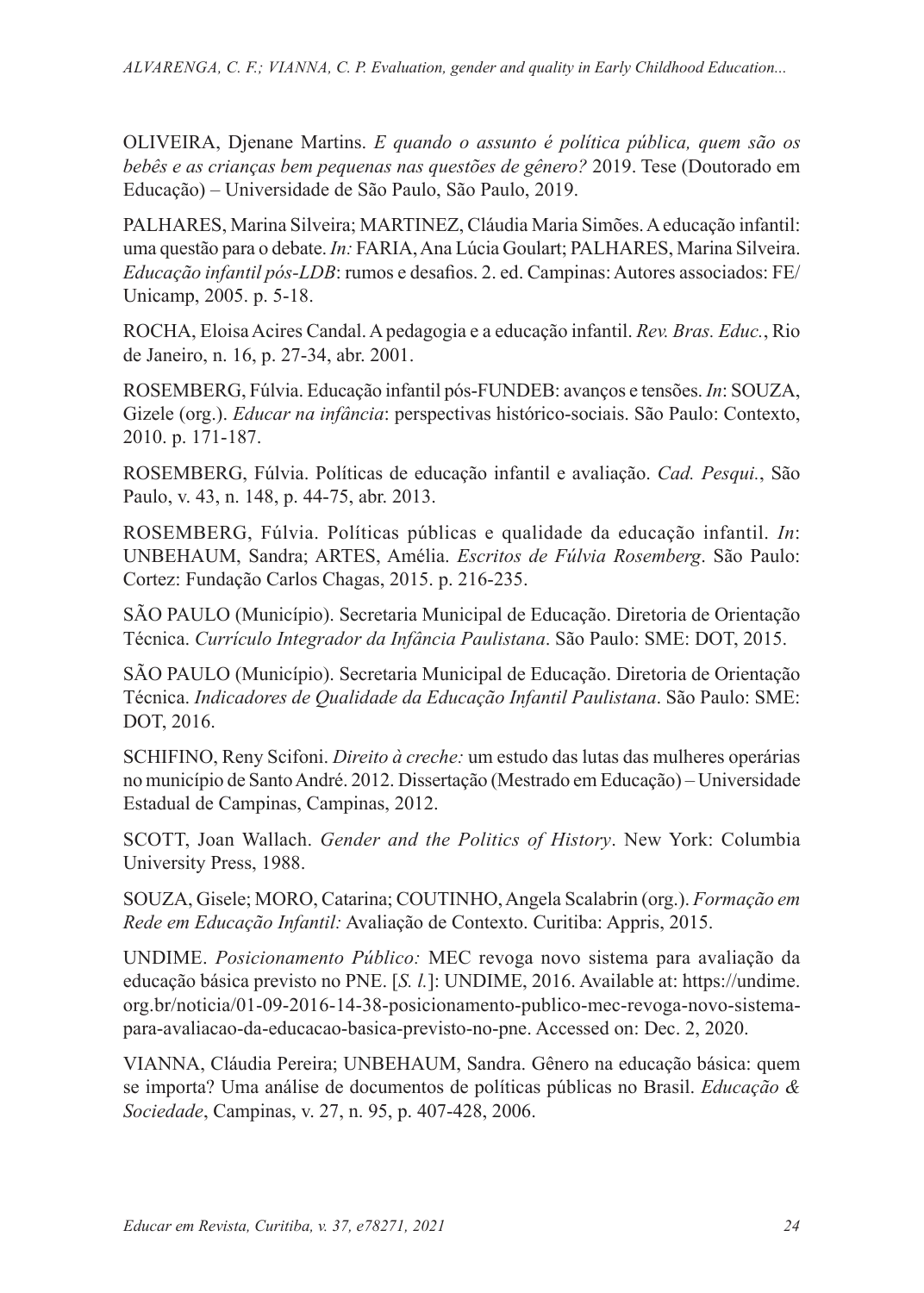OLIVEIRA, Djenane Martins. *E quando o assunto é política pública, quem são os bebês e as crianças bem pequenas nas questões de gênero?* 2019. Tese (Doutorado em Educação) – Universidade de São Paulo, São Paulo, 2019.

PALHARES, Marina Silveira; MARTINEZ, Cláudia Maria Simões. A educação infantil: uma questão para o debate. *In:* FARIA, Ana Lúcia Goulart; PALHARES, Marina Silveira. *Educação infantil pós-LDB*: rumos e desafios. 2. ed. Campinas: Autores associados: FE/ Unicamp, 2005. p. 5-18.

ROCHA, Eloisa Acires Candal. A pedagogia e a educação infantil. *Rev. Bras. Educ.*, Rio de Janeiro, n. 16, p. 27-34, abr. 2001.

ROSEMBERG, Fúlvia. Educação infantil pós-FUNDEB: avanços e tensões. *In*: SOUZA, Gizele (org.). *Educar na infância*: perspectivas histórico-sociais. São Paulo: Contexto, 2010. p. 171-187.

ROSEMBERG, Fúlvia. Políticas de educação infantil e avaliação. *Cad. Pesqui.*, São Paulo, v. 43, n. 148, p. 44-75, abr. 2013.

ROSEMBERG, Fúlvia. Políticas públicas e qualidade da educação infantil. *In*: UNBEHAUM, Sandra; ARTES, Amélia. *Escritos de Fúlvia Rosemberg*. São Paulo: Cortez: Fundação Carlos Chagas, 2015. p. 216-235.

SÃO PAULO (Município). Secretaria Municipal de Educação. Diretoria de Orientação Técnica. *Currículo Integrador da Infância Paulistana*. São Paulo: SME: DOT, 2015.

SÃO PAULO (Município). Secretaria Municipal de Educação. Diretoria de Orientação Técnica. *Indicadores de Qualidade da Educação Infantil Paulistana*. São Paulo: SME: DOT, 2016.

SCHIFINO, Reny Scifoni. *Direito à creche:* um estudo das lutas das mulheres operárias no município de Santo André. 2012. Dissertação (Mestrado em Educação) – Universidade Estadual de Campinas, Campinas, 2012.

SCOTT, Joan Wallach. *Gender and the Politics of History*. New York: Columbia University Press, 1988.

SOUZA, Gisele; MORO, Catarina; COUTINHO, Angela Scalabrin (org.). *Formação em Rede em Educação Infantil:* Avaliação de Contexto. Curitiba: Appris, 2015.

UNDIME. *Posicionamento Público:* MEC revoga novo sistema para avaliação da educação básica previsto no PNE. [*S. l.*]: UNDIME, 2016. Available at: https://undime.org.br/noticia/01-09-2016-14-38-posicionamento-publico-mec-revoga-novo-sistema-para-avaliacao-da-educacao-basica-previsto-no-pne. Accessed on: Dec. 2, 2020.

VIANNA, Cláudia Pereira; UNBEHAUM, Sandra. Gênero na educação básica: quem se importa? Uma análise de documentos de políticas públicas no Brasil. *Educação & Sociedade*, Campinas, v. 27, n. 95, p. 407-428, 2006.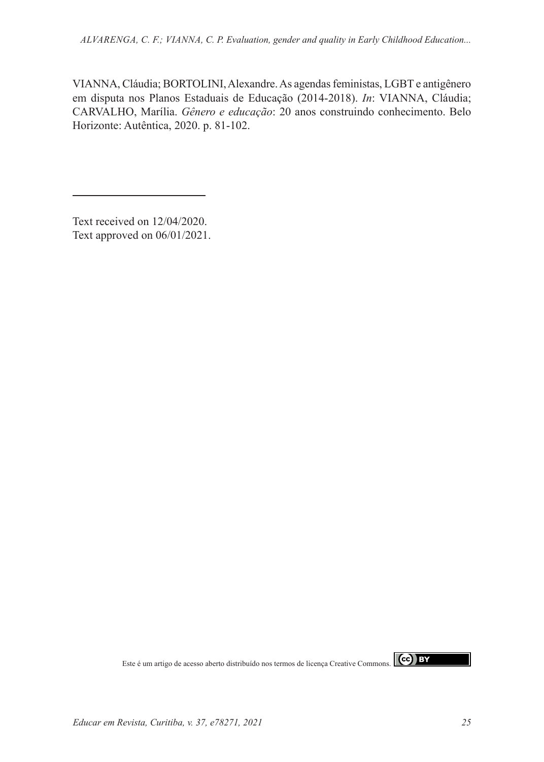VIANNA, Cláudia; BORTOLINI, Alexandre. As agendas feministas, LGBT e antigênero em disputa nos Planos Estaduais de Educação (2014-2018). *In*: VIANNA, Cláudia; CARVALHO, Marília. *Gênero e educação*: 20 anos construindo conhecimento. Belo Horizonte: Autêntica, 2020. p. 81-102.

---

Text received on 12/04/2020.
Text approved on 06/01/2021.

Este é um artigo de acesso aberto distribuído nos termos de licença Creative Commons. CC BY